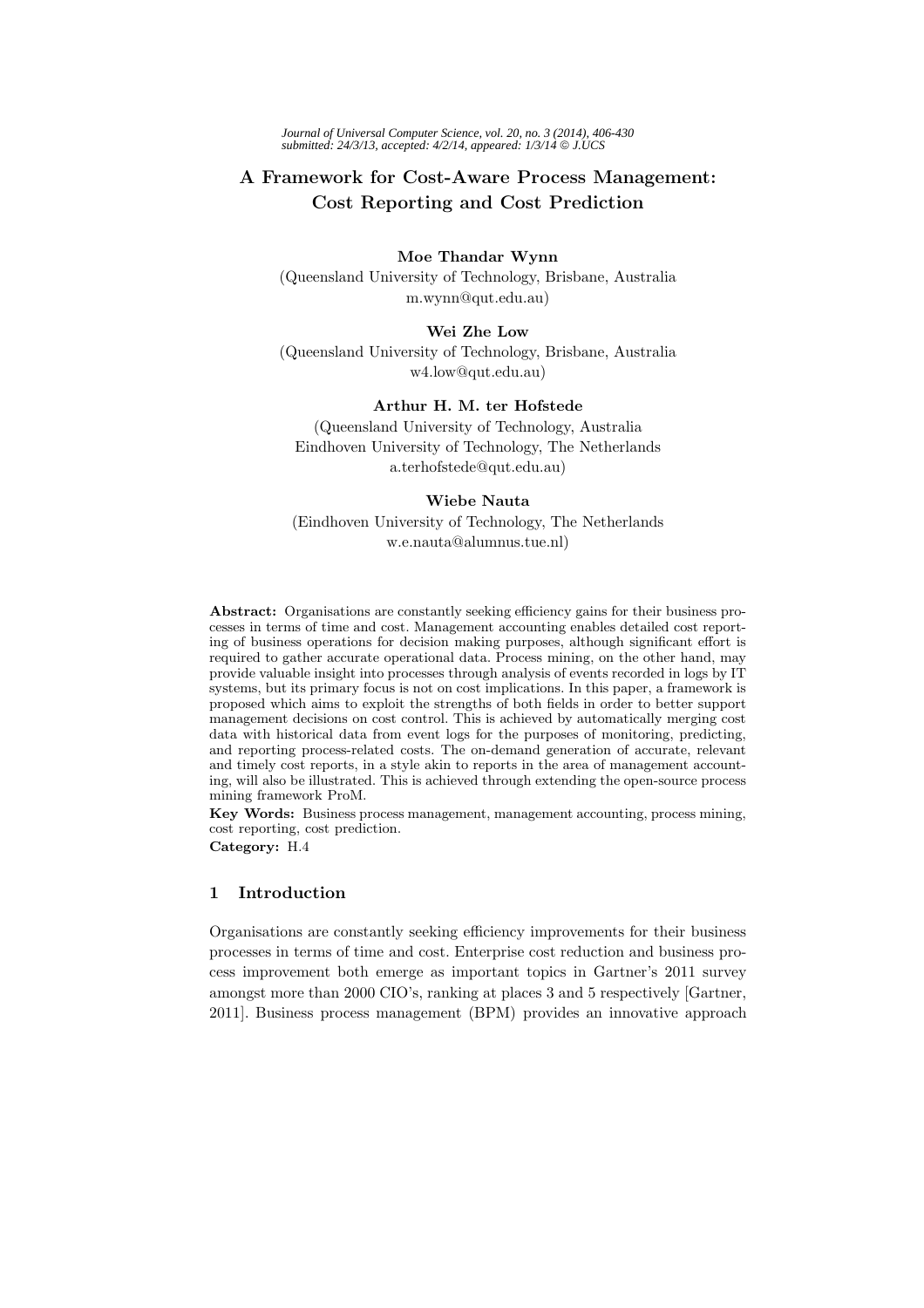# A Framework for Cost-Aware Process Management: Cost Reporting and Cost Prediction

**Moe Thandar Wynn**
(Queensland University of Technology, Brisbane, Australia
m.wynn@qut.edu.au)

**Wei Zhe Low**
(Queensland University of Technology, Brisbane, Australia
w4.low@qut.edu.au)

**Arthur H. M. ter Hofstede**
(Queensland University of Technology, Australia
Eindhoven University of Technology, The Netherlands
a.terhofstede@qut.edu.au)

**Wiebe Nauta**
(Eindhoven University of Technology, The Netherlands
w.e.nauta@alumnus.tue.nl)

**Abstract:** Organisations are constantly seeking efficiency gains for their business processes in terms of time and cost. Management accounting enables detailed cost reporting of business operations for decision making purposes, although significant effort is required to gather accurate operational data. Process mining, on the other hand, may provide valuable insight into processes through analysis of events recorded in logs by IT systems, but its primary focus is not on cost implications. In this paper, a framework is proposed which aims to exploit the strengths of both fields in order to better support management decisions on cost control. This is achieved by automatically merging cost data with historical data from event logs for the purposes of monitoring, predicting, and reporting process-related costs. The on-demand generation of accurate, relevant and timely cost reports, in a style akin to reports in the area of management accounting, will also be illustrated. This is achieved through extending the open-source process mining framework ProM.

**Key Words:** Business process management, management accounting, process mining, cost reporting, cost prediction.

**Category:** H.4

## 1 Introduction

Organisations are constantly seeking efficiency improvements for their business processes in terms of time and cost. Enterprise cost reduction and business process improvement both emerge as important topics in Gartner's 2011 survey amongst more than 2000 CIO's, ranking at places 3 and 5 respectively [Gartner, 2011]. Business process management (BPM) provides an innovative approach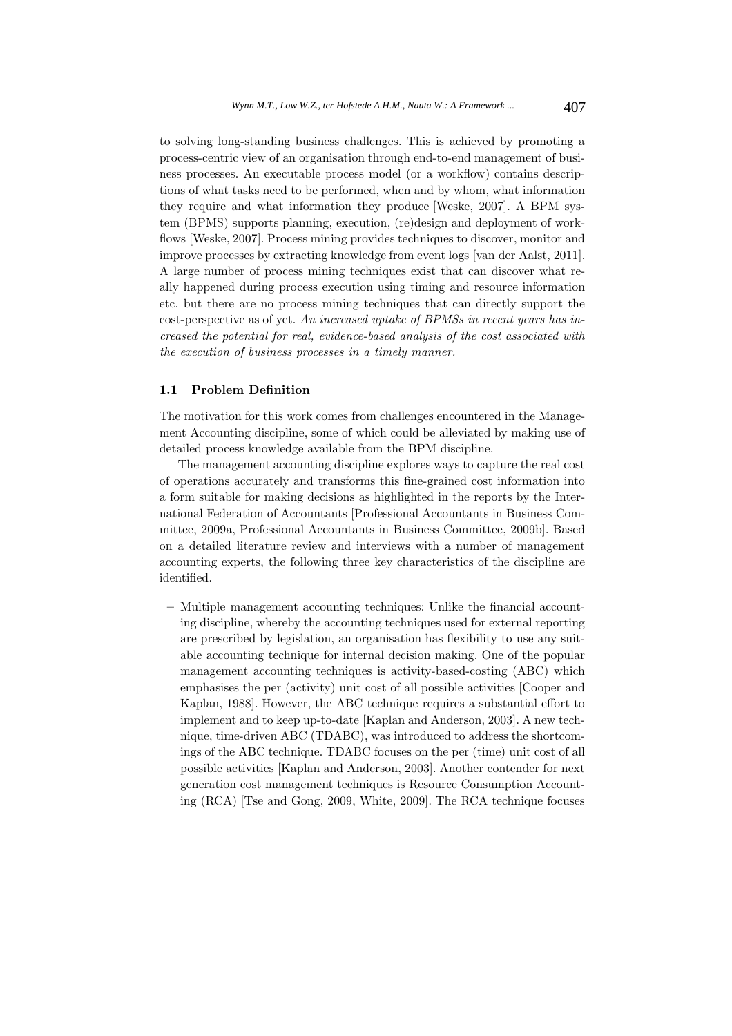to solving long-standing business challenges. This is achieved by promoting a process-centric view of an organisation through end-to-end management of business processes. An executable process model (or a workflow) contains descriptions of what tasks need to be performed, when and by whom, what information they require and what information they produce [Weske, 2007]. A BPM system (BPMS) supports planning, execution, (re)design and deployment of workflows [Weske, 2007]. Process mining provides techniques to discover, monitor and improve processes by extracting knowledge from event logs [van der Aalst, 2011]. A large number of process mining techniques exist that can discover what really happened during process execution using timing and resource information etc. but there are no process mining techniques that can directly support the cost-perspective as of yet. *An increased uptake of BPMSs in recent years has increased the potential for real, evidence-based analysis of the cost associated with the execution of business processes in a timely manner.*

### 1.1 Problem Definition

The motivation for this work comes from challenges encountered in the Management Accounting discipline, some of which could be alleviated by making use of detailed process knowledge available from the BPM discipline.

The management accounting discipline explores ways to capture the real cost of operations accurately and transforms this fine-grained cost information into a form suitable for making decisions as highlighted in the reports by the International Federation of Accountants [Professional Accountants in Business Committee, 2009a, Professional Accountants in Business Committee, 2009b]. Based on a detailed literature review and interviews with a number of management accounting experts, the following three key characteristics of the discipline are identified.

- Multiple management accounting techniques: Unlike the financial accounting discipline, whereby the accounting techniques used for external reporting are prescribed by legislation, an organisation has flexibility to use any suitable accounting technique for internal decision making. One of the popular management accounting techniques is activity-based-costing (ABC) which emphasises the per (activity) unit cost of all possible activities [Cooper and Kaplan, 1988]. However, the ABC technique requires a substantial effort to implement and to keep up-to-date [Kaplan and Anderson, 2003]. A new technique, time-driven ABC (TDABC), was introduced to address the shortcomings of the ABC technique. TDABC focuses on the per (time) unit cost of all possible activities [Kaplan and Anderson, 2003]. Another contender for next generation cost management techniques is Resource Consumption Accounting (RCA) [Tse and Gong, 2009, White, 2009]. The RCA technique focuses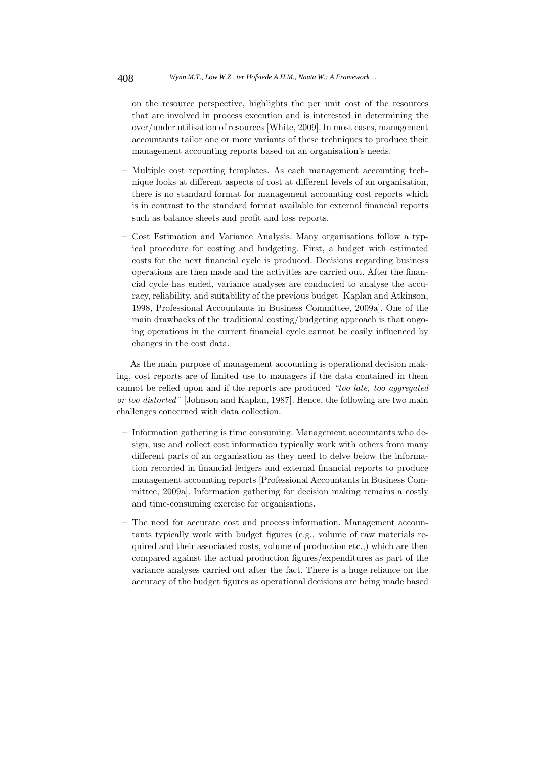on the resource perspective, highlights the per unit cost of the resources that are involved in process execution and is interested in determining the over/under utilisation of resources [White, 2009]. In most cases, management accountants tailor one or more variants of these techniques to produce their management accounting reports based on an organisation's needs.

- Multiple cost reporting templates. As each management accounting technique looks at different aspects of cost at different levels of an organisation, there is no standard format for management accounting cost reports which is in contrast to the standard format available for external financial reports such as balance sheets and profit and loss reports.
- Cost Estimation and Variance Analysis. Many organisations follow a typical procedure for costing and budgeting. First, a budget with estimated costs for the next financial cycle is produced. Decisions regarding business operations are then made and the activities are carried out. After the financial cycle has ended, variance analyses are conducted to analyse the accuracy, reliability, and suitability of the previous budget [Kaplan and Atkinson, 1998, Professional Accountants in Business Committee, 2009a]. One of the main drawbacks of the traditional costing/budgeting approach is that ongoing operations in the current financial cycle cannot be easily influenced by changes in the cost data.

As the main purpose of management accounting is operational decision making, cost reports are of limited use to managers if the data contained in them cannot be relied upon and if the reports are produced *"too late, too aggregated or too distorted"* [Johnson and Kaplan, 1987]. Hence, the following are two main challenges concerned with data collection.

- Information gathering is time consuming. Management accountants who design, use and collect cost information typically work with others from many different parts of an organisation as they need to delve below the information recorded in financial ledgers and external financial reports to produce management accounting reports [Professional Accountants in Business Committee, 2009a]. Information gathering for decision making remains a costly and time-consuming exercise for organisations.
- The need for accurate cost and process information. Management accountants typically work with budget figures (e.g., volume of raw materials required and their associated costs, volume of production etc.,) which are then compared against the actual production figures/expenditures as part of the variance analyses carried out after the fact. There is a huge reliance on the accuracy of the budget figures as operational decisions are being made based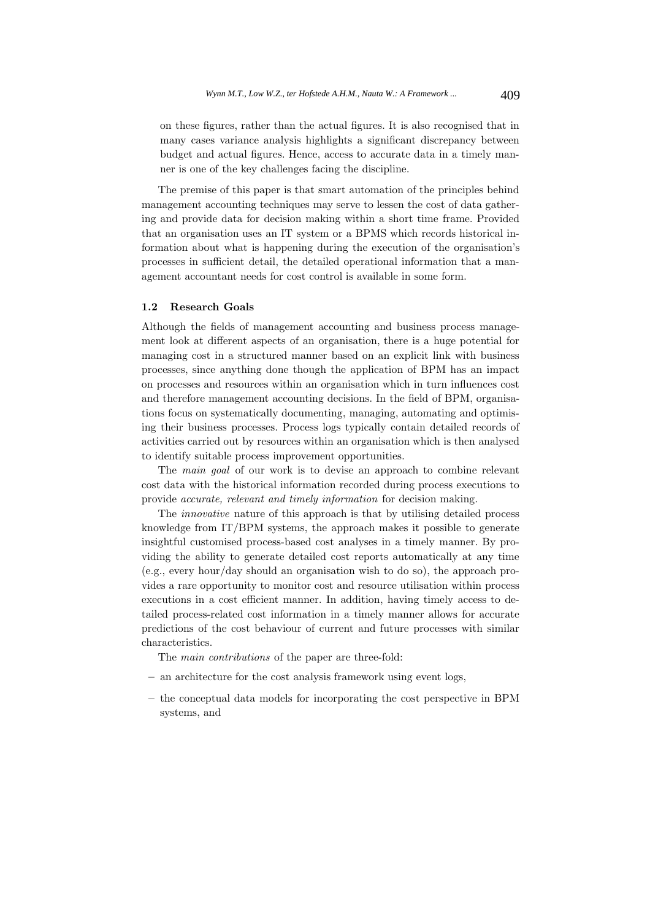on these figures, rather than the actual figures. It is also recognised that in many cases variance analysis highlights a significant discrepancy between budget and actual figures. Hence, access to accurate data in a timely manner is one of the key challenges facing the discipline.

The premise of this paper is that smart automation of the principles behind management accounting techniques may serve to lessen the cost of data gathering and provide data for decision making within a short time frame. Provided that an organisation uses an IT system or a BPMS which records historical information about what is happening during the execution of the organisation's processes in sufficient detail, the detailed operational information that a management accountant needs for cost control is available in some form.

### 1.2 Research Goals

Although the fields of management accounting and business process management look at different aspects of an organisation, there is a huge potential for managing cost in a structured manner based on an explicit link with business processes, since anything done though the application of BPM has an impact on processes and resources within an organisation which in turn influences cost and therefore management accounting decisions. In the field of BPM, organisations focus on systematically documenting, managing, automating and optimising their business processes. Process logs typically contain detailed records of activities carried out by resources within an organisation which is then analysed to identify suitable process improvement opportunities.

The *main goal* of our work is to devise an approach to combine relevant cost data with the historical information recorded during process executions to provide *accurate, relevant and timely information* for decision making.

The *innovative* nature of this approach is that by utilising detailed process knowledge from IT/BPM systems, the approach makes it possible to generate insightful customised process-based cost analyses in a timely manner. By providing the ability to generate detailed cost reports automatically at any time (e.g., every hour/day should an organisation wish to do so), the approach provides a rare opportunity to monitor cost and resource utilisation within process executions in a cost efficient manner. In addition, having timely access to detailed process-related cost information in a timely manner allows for accurate predictions of the cost behaviour of current and future processes with similar characteristics.

The *main contributions* of the paper are three-fold:

- an architecture for the cost analysis framework using event logs,
- the conceptual data models for incorporating the cost perspective in BPM systems, and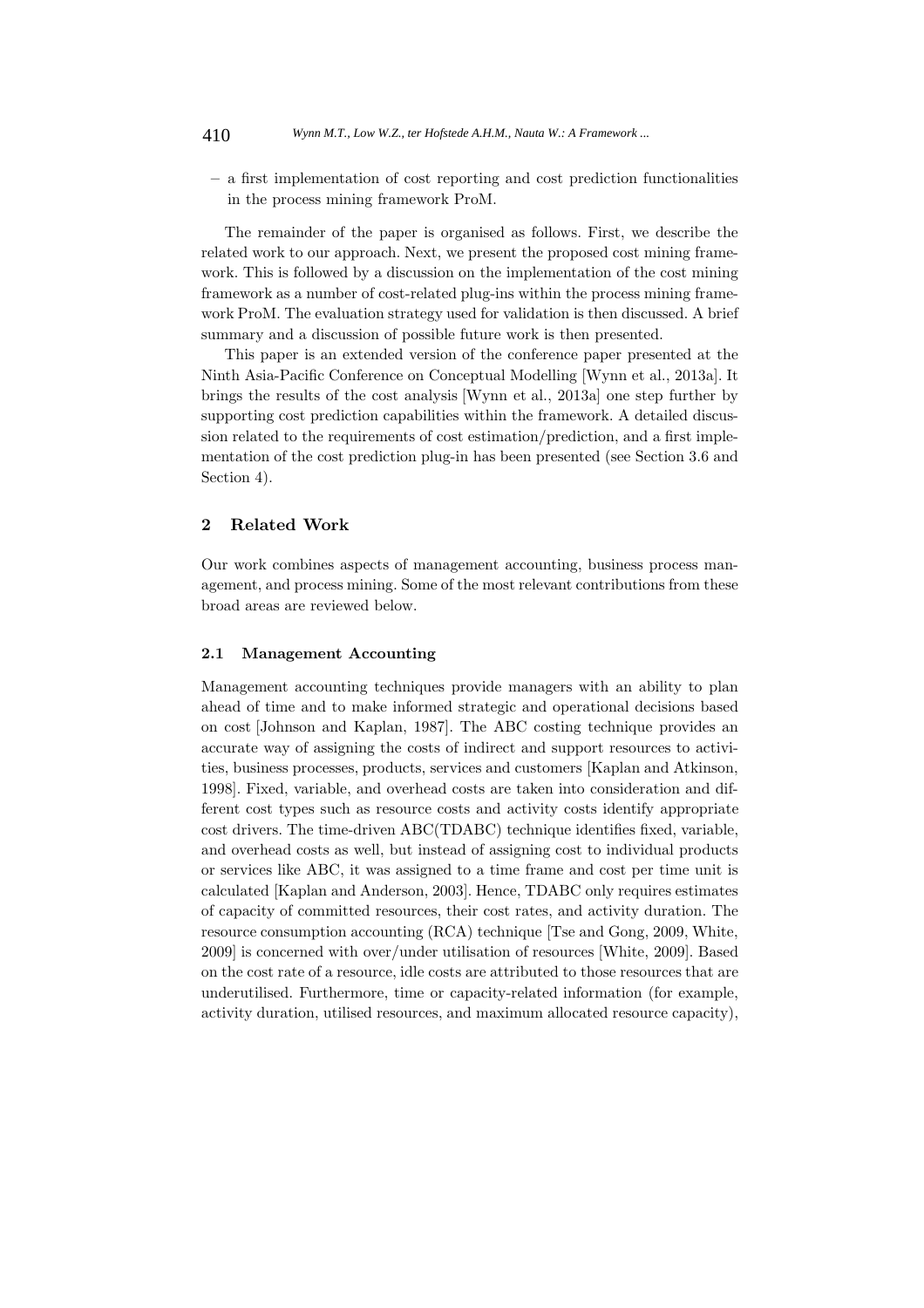– a first implementation of cost reporting and cost prediction functionalities in the process mining framework ProM.

The remainder of the paper is organised as follows. First, we describe the related work to our approach. Next, we present the proposed cost mining framework. This is followed by a discussion on the implementation of the cost mining framework as a number of cost-related plug-ins within the process mining framework ProM. The evaluation strategy used for validation is then discussed. A brief summary and a discussion of possible future work is then presented.

This paper is an extended version of the conference paper presented at the Ninth Asia-Pacific Conference on Conceptual Modelling [Wynn et al., 2013a]. It brings the results of the cost analysis [Wynn et al., 2013a] one step further by supporting cost prediction capabilities within the framework. A detailed discussion related to the requirements of cost estimation/prediction, and a first implementation of the cost prediction plug-in has been presented (see Section 3.6 and Section 4).

## 2 Related Work

Our work combines aspects of management accounting, business process management, and process mining. Some of the most relevant contributions from these broad areas are reviewed below.

### 2.1 Management Accounting

Management accounting techniques provide managers with an ability to plan ahead of time and to make informed strategic and operational decisions based on cost [Johnson and Kaplan, 1987]. The ABC costing technique provides an accurate way of assigning the costs of indirect and support resources to activities, business processes, products, services and customers [Kaplan and Atkinson, 1998]. Fixed, variable, and overhead costs are taken into consideration and different cost types such as resource costs and activity costs identify appropriate cost drivers. The time-driven ABC(TDABC) technique identifies fixed, variable, and overhead costs as well, but instead of assigning cost to individual products or services like ABC, it was assigned to a time frame and cost per time unit is calculated [Kaplan and Anderson, 2003]. Hence, TDABC only requires estimates of capacity of committed resources, their cost rates, and activity duration. The resource consumption accounting (RCA) technique [Tse and Gong, 2009, White, 2009] is concerned with over/under utilisation of resources [White, 2009]. Based on the cost rate of a resource, idle costs are attributed to those resources that are underutilised. Furthermore, time or capacity-related information (for example, activity duration, utilised resources, and maximum allocated resource capacity),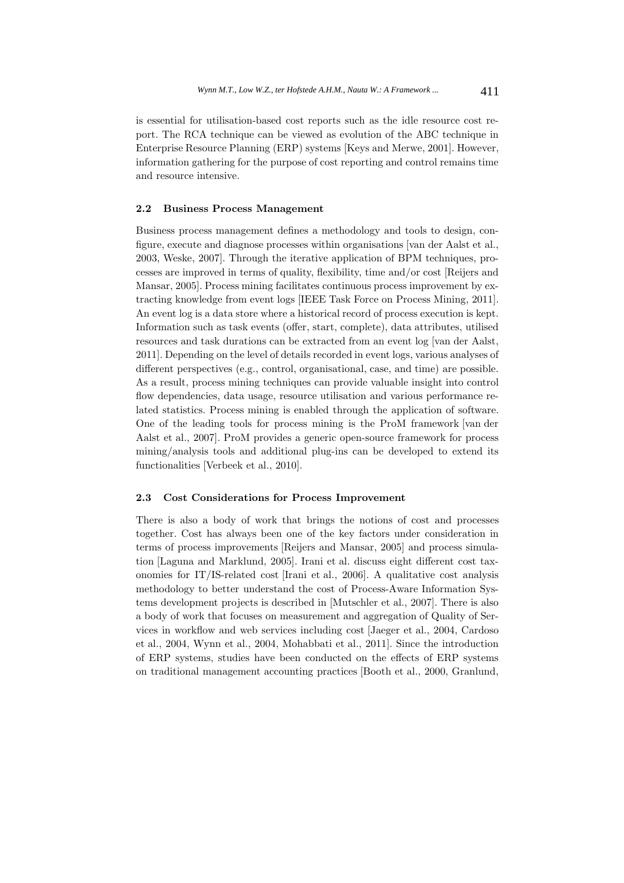is essential for utilisation-based cost reports such as the idle resource cost report. The RCA technique can be viewed as evolution of the ABC technique in Enterprise Resource Planning (ERP) systems [Keys and Merwe, 2001]. However, information gathering for the purpose of cost reporting and control remains time and resource intensive.

### 2.2 Business Process Management

Business process management defines a methodology and tools to design, configure, execute and diagnose processes within organisations [van der Aalst et al., 2003, Weske, 2007]. Through the iterative application of BPM techniques, processes are improved in terms of quality, flexibility, time and/or cost [Reijers and Mansar, 2005]. Process mining facilitates continuous process improvement by extracting knowledge from event logs [IEEE Task Force on Process Mining, 2011]. An event log is a data store where a historical record of process execution is kept. Information such as task events (offer, start, complete), data attributes, utilised resources and task durations can be extracted from an event log [van der Aalst, 2011]. Depending on the level of details recorded in event logs, various analyses of different perspectives (e.g., control, organisational, case, and time) are possible. As a result, process mining techniques can provide valuable insight into control flow dependencies, data usage, resource utilisation and various performance related statistics. Process mining is enabled through the application of software. One of the leading tools for process mining is the ProM framework [van der Aalst et al., 2007]. ProM provides a generic open-source framework for process mining/analysis tools and additional plug-ins can be developed to extend its functionalities [Verbeek et al., 2010].

### 2.3 Cost Considerations for Process Improvement

There is also a body of work that brings the notions of cost and processes together. Cost has always been one of the key factors under consideration in terms of process improvements [Reijers and Mansar, 2005] and process simulation [Laguna and Marklund, 2005]. Irani et al. discuss eight different cost taxonomies for IT/IS-related cost [Irani et al., 2006]. A qualitative cost analysis methodology to better understand the cost of Process-Aware Information Systems development projects is described in [Mutschler et al., 2007]. There is also a body of work that focuses on measurement and aggregation of Quality of Services in workflow and web services including cost [Jaeger et al., 2004, Cardoso et al., 2004, Wynn et al., 2004, Mohabbati et al., 2011]. Since the introduction of ERP systems, studies have been conducted on the effects of ERP systems on traditional management accounting practices [Booth et al., 2000, Granlund,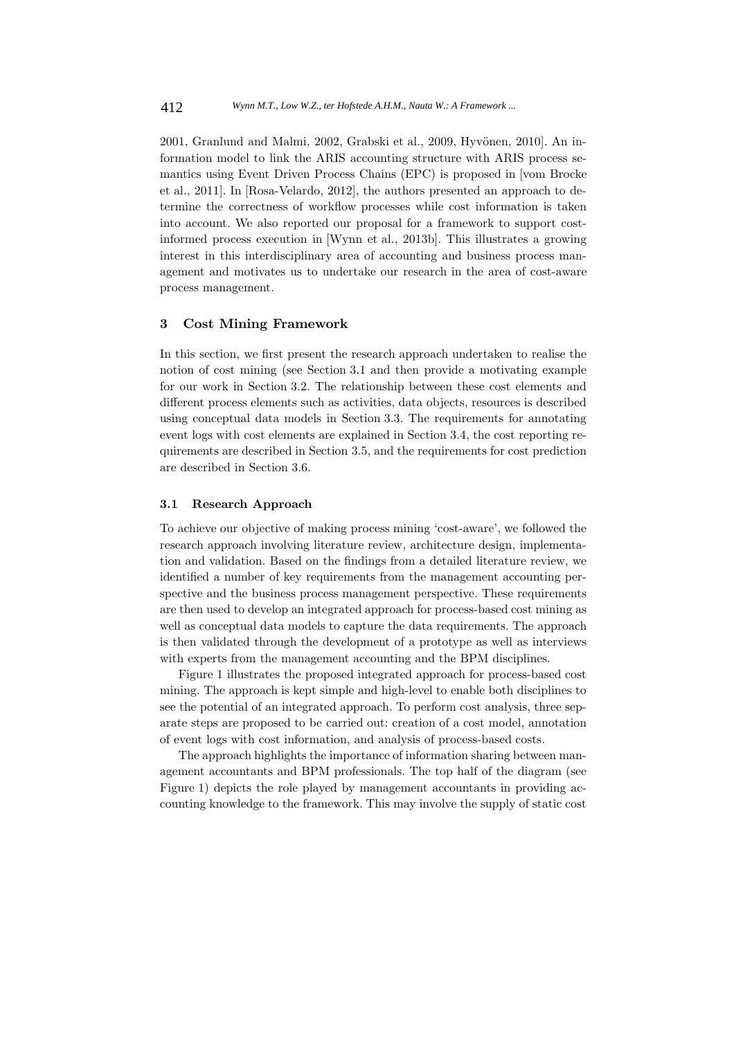2001, Granlund and Malmi, 2002, Grabski et al., 2009, Hyvönen, 2010]. An information model to link the ARIS accounting structure with ARIS process semantics using Event Driven Process Chains (EPC) is proposed in [vom Brocke et al., 2011]. In [Rosa-Velardo, 2012], the authors presented an approach to determine the correctness of workflow processes while cost information is taken into account. We also reported our proposal for a framework to support cost-informed process execution in [Wynn et al., 2013b]. This illustrates a growing interest in this interdisciplinary area of accounting and business process management and motivates us to undertake our research in the area of cost-aware process management.

## 3 Cost Mining Framework

In this section, we first present the research approach undertaken to realise the notion of cost mining (see Section 3.1 and then provide a motivating example for our work in Section 3.2. The relationship between these cost elements and different process elements such as activities, data objects, resources is described using conceptual data models in Section 3.3. The requirements for annotating event logs with cost elements are explained in Section 3.4, the cost reporting requirements are described in Section 3.5, and the requirements for cost prediction are described in Section 3.6.

### 3.1 Research Approach

To achieve our objective of making process mining 'cost-aware', we followed the research approach involving literature review, architecture design, implementation and validation. Based on the findings from a detailed literature review, we identified a number of key requirements from the management accounting perspective and the business process management perspective. These requirements are then used to develop an integrated approach for process-based cost mining as well as conceptual data models to capture the data requirements. The approach is then validated through the development of a prototype as well as interviews with experts from the management accounting and the BPM disciplines.

Figure 1 illustrates the proposed integrated approach for process-based cost mining. The approach is kept simple and high-level to enable both disciplines to see the potential of an integrated approach. To perform cost analysis, three separate steps are proposed to be carried out: creation of a cost model, annotation of event logs with cost information, and analysis of process-based costs.

The approach highlights the importance of information sharing between management accountants and BPM professionals. The top half of the diagram (see Figure 1) depicts the role played by management accountants in providing accounting knowledge to the framework. This may involve the supply of static cost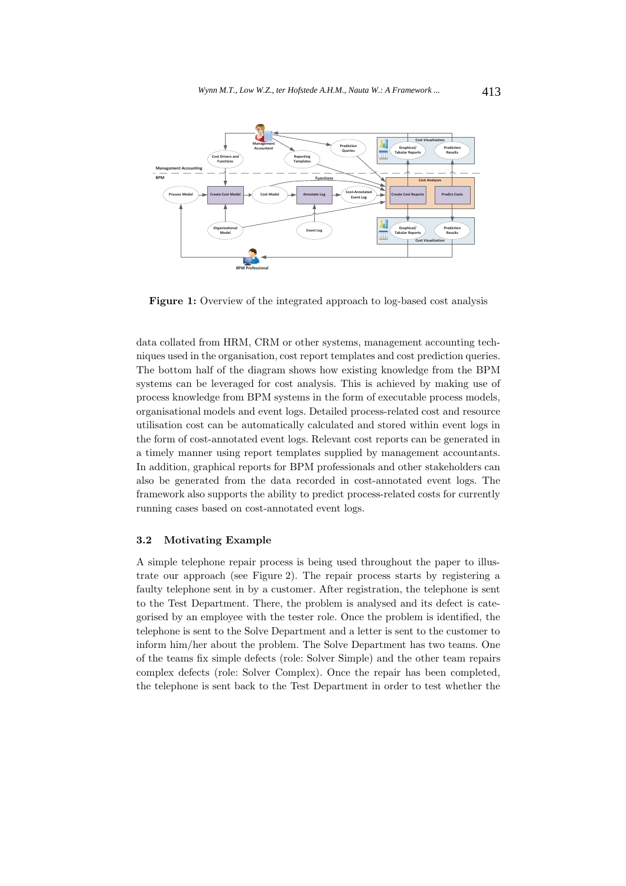**Figure 1:** Overview of the integrated approach to log-based cost analysis

data collated from HRM, CRM or other systems, management accounting techniques used in the organisation, cost report templates and cost prediction queries. The bottom half of the diagram shows how existing knowledge from the BPM systems can be leveraged for cost analysis. This is achieved by making use of process knowledge from BPM systems in the form of executable process models, organisational models and event logs. Detailed process-related cost and resource utilisation cost can be automatically calculated and stored within event logs in the form of cost-annotated event logs. Relevant cost reports can be generated in a timely manner using report templates supplied by management accountants. In addition, graphical reports for BPM professionals and other stakeholders can also be generated from the data recorded in cost-annotated event logs. The framework also supports the ability to predict process-related costs for currently running cases based on cost-annotated event logs.

### 3.2 Motivating Example

A simple telephone repair process is being used throughout the paper to illustrate our approach (see Figure 2). The repair process starts by registering a faulty telephone sent in by a customer. After registration, the telephone is sent to the Test Department. There, the problem is analysed and its defect is categorised by an employee with the tester role. Once the problem is identified, the telephone is sent to the Solve Department and a letter is sent to the customer to inform him/her about the problem. The Solve Department has two teams. One of the teams fix simple defects (role: Solver Simple) and the other team repairs complex defects (role: Solver Complex). Once the repair has been completed, the telephone is sent back to the Test Department in order to test whether the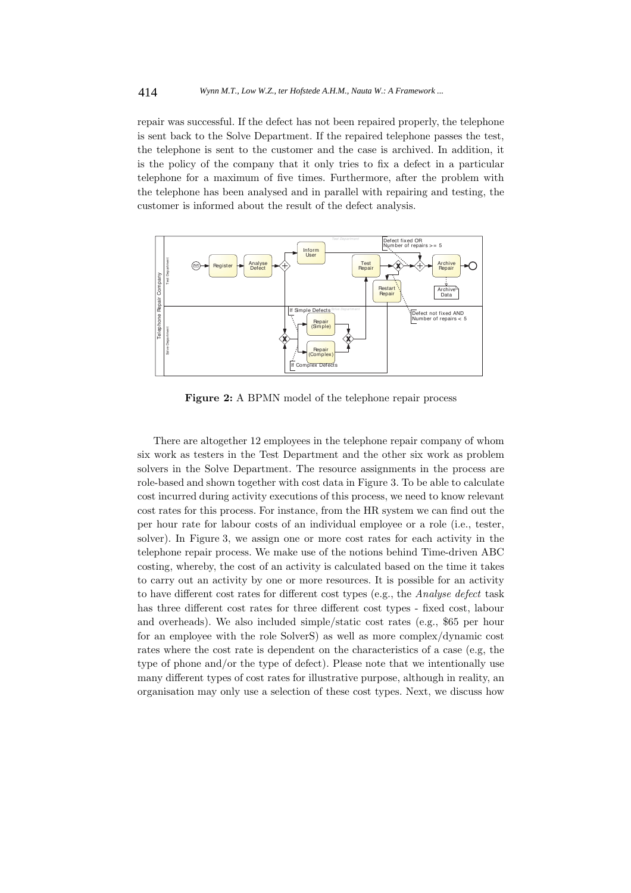repair was successful. If the defect has not been repaired properly, the telephone is sent back to the Solve Department. If the repaired telephone passes the test, the telephone is sent to the customer and the case is archived. In addition, it is the policy of the company that it only tries to fix a defect in a particular telephone for a maximum of five times. Furthermore, after the problem with the telephone has been analysed and in parallel with repairing and testing, the customer is informed about the result of the defect analysis.

**Figure 2:** A BPMN model of the telephone repair process

There are altogether 12 employees in the telephone repair company of whom six work as testers in the Test Department and the other six work as problem solvers in the Solve Department. The resource assignments in the process are role-based and shown together with cost data in Figure 3. To be able to calculate cost incurred during activity executions of this process, we need to know relevant cost rates for this process. For instance, from the HR system we can find out the per hour rate for labour costs of an individual employee or a role (i.e., tester, solver). In Figure 3, we assign one or more cost rates for each activity in the telephone repair process. We make use of the notions behind Time-driven ABC costing, whereby, the cost of an activity is calculated based on the time it takes to carry out an activity by one or more resources. It is possible for an activity to have different cost rates for different cost types (e.g., the *Analyse defect* task has three different cost rates for three different cost types - fixed cost, labour and overheads). We also included simple/static cost rates (e.g., $65 per hour for an employee with the role SolverS) as well as more complex/dynamic cost rates where the cost rate is dependent on the characteristics of a case (e.g, the type of phone and/or the type of defect). Please note that we intentionally use many different types of cost rates for illustrative purpose, although in reality, an organisation may only use a selection of these cost types. Next, we discuss how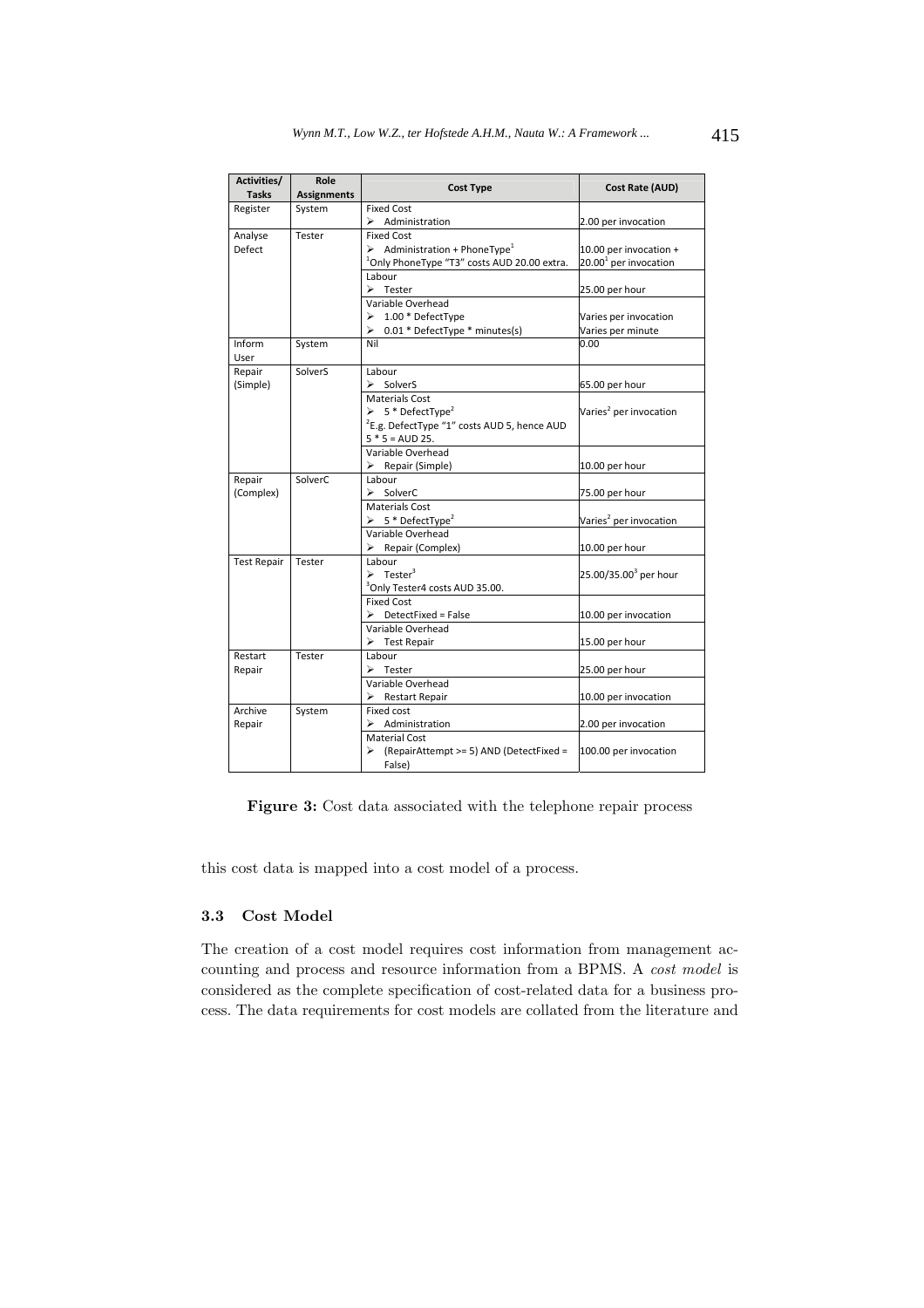| Activities/ Tasks | Role Assignments | Cost Type | Cost Rate (AUD) |
|---|---|---|---|
| Register | System | Fixed Cost<br>➢ Administration | 2.00 per invocation |
| Analyse Defect | Tester | Fixed Cost<br>➢ Administration + PhoneType[1]<br>[1]Only PhoneType "T3" costs AUD 20.00 extra. | 10.00 per invocation + 20.00[1] per invocation |
| | | Labour<br>➢ Tester | 25.00 per hour |
| | | Variable Overhead<br>➢ 1.00 * DefectType<br>➢ 0.01 * DefectType * minutes(s) | Varies per invocation<br>Varies per minute |
| Inform User | System | Nil | 0.00 |
| Repair (Simple) | SolverS | Labour<br>➢ SolverS | 65.00 per hour |
| | | Materials Cost<br>➢ 5 * DefectType[2]<br>[2]E.g. DefectType "1" costs AUD 5, hence AUD 5 * 5 = AUD 25. | Varies[2] per invocation |
| | | Variable Overhead<br>➢ Repair (Simple) | 10.00 per hour |
| Repair (Complex) | SolverC | Labour<br>➢ SolverC | 75.00 per hour |
| | | Materials Cost<br>➢ 5 * DefectType[2] | Varies[2] per invocation |
| | | Variable Overhead<br>➢ Repair (Complex) | 10.00 per hour |
| Test Repair | Tester | Labour<br>➢ Tester[3]<br>[3]Only Tester4 costs AUD 35.00. | 25.00/35.00[3] per hour |
| | | Fixed Cost<br>➢ DetectFixed = False | 10.00 per invocation |
| | | Variable Overhead<br>➢ Test Repair | 15.00 per hour |
| Restart Repair | Tester | Labour<br>➢ Tester | 25.00 per hour |
| | | Variable Overhead<br>➢ Restart Repair | 10.00 per invocation |
| Archive Repair | System | Fixed cost<br>➢ Administration | 2.00 per invocation |
| | | Material Cost<br>➢ (RepairAttempt >= 5) AND (DetectFixed = False) | 100.00 per invocation |

**Figure 3:** Cost data associated with the telephone repair process

this cost data is mapped into a cost model of a process.

### 3.3 Cost Model

The creation of a cost model requires cost information from management accounting and process and resource information from a BPMS. A *cost model* is considered as the complete specification of cost-related data for a business process. The data requirements for cost models are collated from the literature and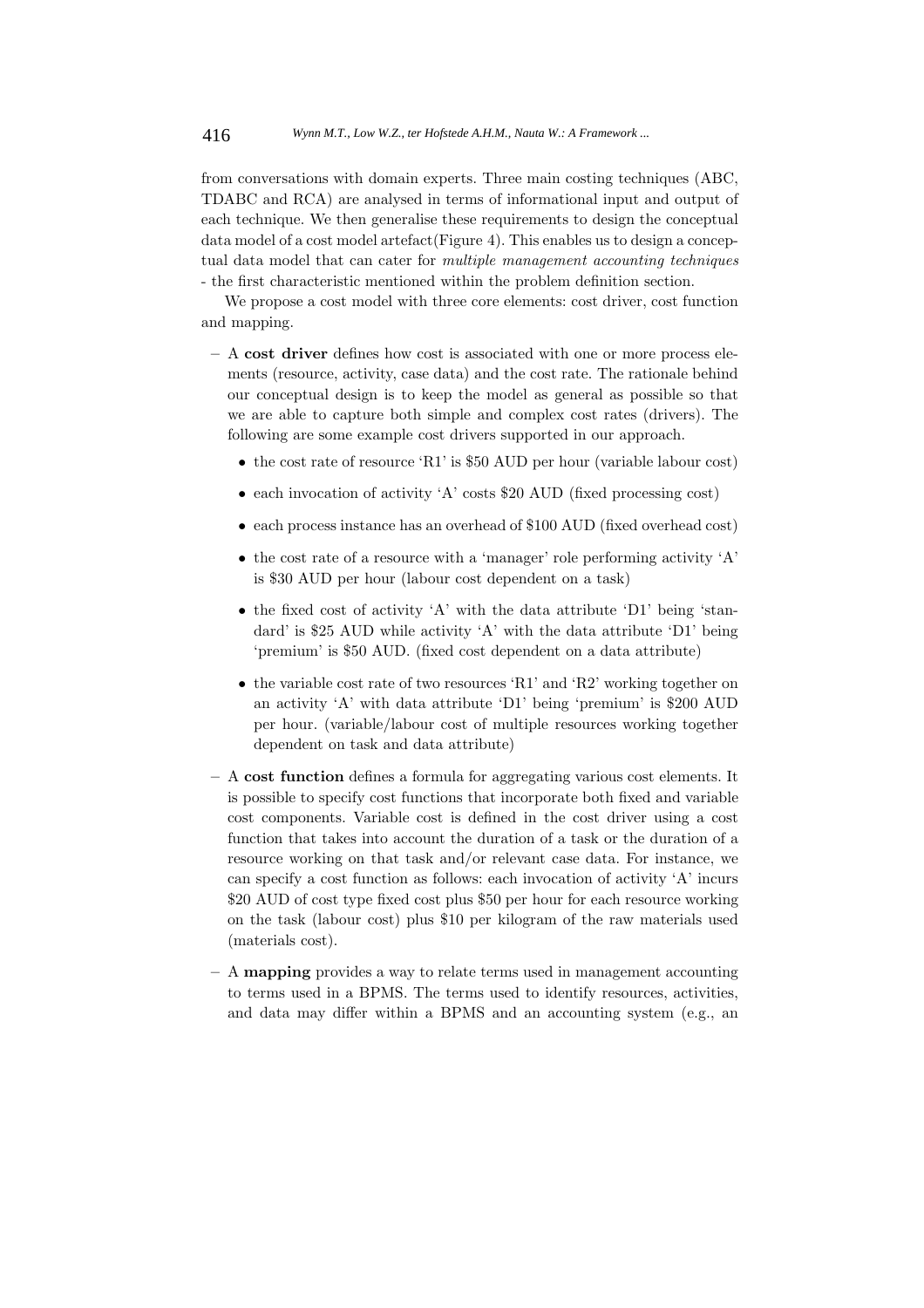from conversations with domain experts. Three main costing techniques (ABC, TDABC and RCA) are analysed in terms of informational input and output of each technique. We then generalise these requirements to design the conceptual data model of a cost model artefact(Figure 4). This enables us to design a conceptual data model that can cater for *multiple management accounting techniques* - the first characteristic mentioned within the problem definition section.

We propose a cost model with three core elements: cost driver, cost function and mapping.

- A **cost driver** defines how cost is associated with one or more process elements (resource, activity, case data) and the cost rate. The rationale behind our conceptual design is to keep the model as general as possible so that we are able to capture both simple and complex cost rates (drivers). The following are some example cost drivers supported in our approach.
  - the cost rate of resource 'R1' is $50 AUD per hour (variable labour cost)
  - each invocation of activity 'A' costs $20 AUD (fixed processing cost)
  - each process instance has an overhead of $100 AUD (fixed overhead cost)
  - the cost rate of a resource with a 'manager' role performing activity 'A' is $30 AUD per hour (labour cost dependent on a task)
  - the fixed cost of activity 'A' with the data attribute 'D1' being 'standard' is $25 AUD while activity 'A' with the data attribute 'D1' being 'premium' is $50 AUD. (fixed cost dependent on a data attribute)
  - the variable cost rate of two resources 'R1' and 'R2' working together on an activity 'A' with data attribute 'D1' being 'premium' is $200 AUD per hour. (variable/labour cost of multiple resources working together dependent on task and data attribute)
- A **cost function** defines a formula for aggregating various cost elements. It is possible to specify cost functions that incorporate both fixed and variable cost components. Variable cost is defined in the cost driver using a cost function that takes into account the duration of a task or the duration of a resource working on that task and/or relevant case data. For instance, we can specify a cost function as follows: each invocation of activity 'A' incurs $20 AUD of cost type fixed cost plus $50 per hour for each resource working on the task (labour cost) plus $10 per kilogram of the raw materials used (materials cost).
- A **mapping** provides a way to relate terms used in management accounting to terms used in a BPMS. The terms used to identify resources, activities, and data may differ within a BPMS and an accounting system (e.g., an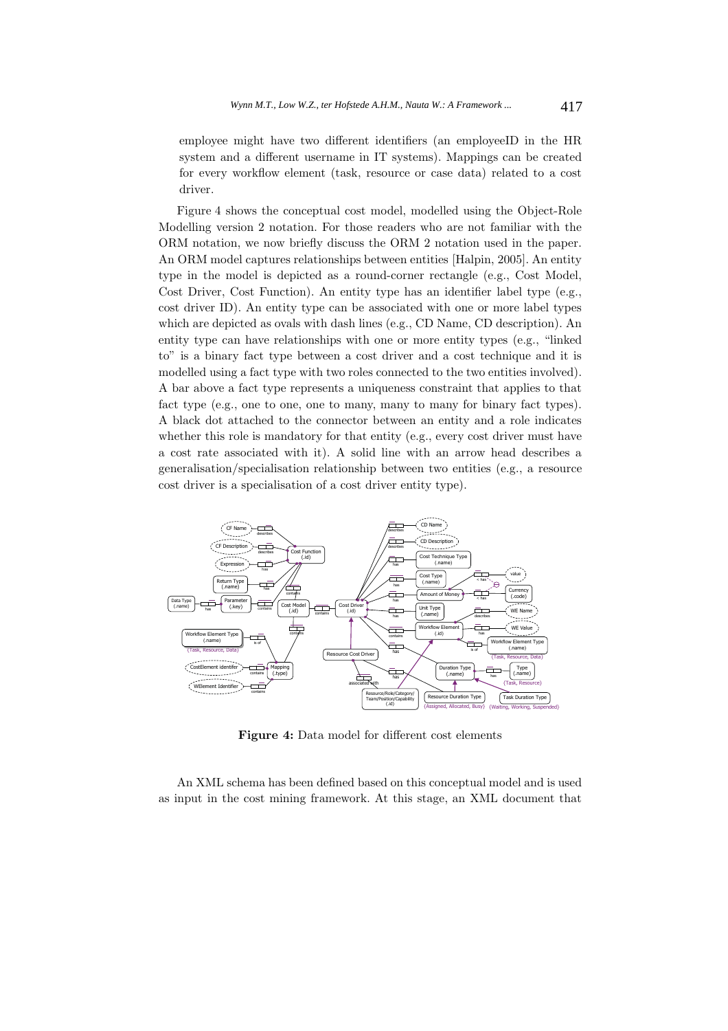employee might have two different identifiers (an employeeID in the HR system and a different username in IT systems). Mappings can be created for every workflow element (task, resource or case data) related to a cost driver.

Figure 4 shows the conceptual cost model, modelled using the Object-Role Modelling version 2 notation. For those readers who are not familiar with the ORM notation, we now briefly discuss the ORM 2 notation used in the paper. An ORM model captures relationships between entities [Halpin, 2005]. An entity type in the model is depicted as a round-corner rectangle (e.g., Cost Model, Cost Driver, Cost Function). An entity type has an identifier label type (e.g., cost driver ID). An entity type can be associated with one or more label types which are depicted as ovals with dash lines (e.g., CD Name, CD description). An entity type can have relationships with one or more entity types (e.g., "linked to" is a binary fact type between a cost driver and a cost technique and it is modelled using a fact type with two roles connected to the two entities involved). A bar above a fact type represents a uniqueness constraint that applies to that fact type (e.g., one to one, one to many, many to many for binary fact types). A black dot attached to the connector between an entity and a role indicates whether this role is mandatory for that entity (e.g., every cost driver must have a cost rate associated with it). A solid line with an arrow head describes a generalisation/specialisation relationship between two entities (e.g., a resource cost driver is a specialisation of a cost driver entity type).

**Figure 4:** Data model for different cost elements

An XML schema has been defined based on this conceptual model and is used as input in the cost mining framework. At this stage, an XML document that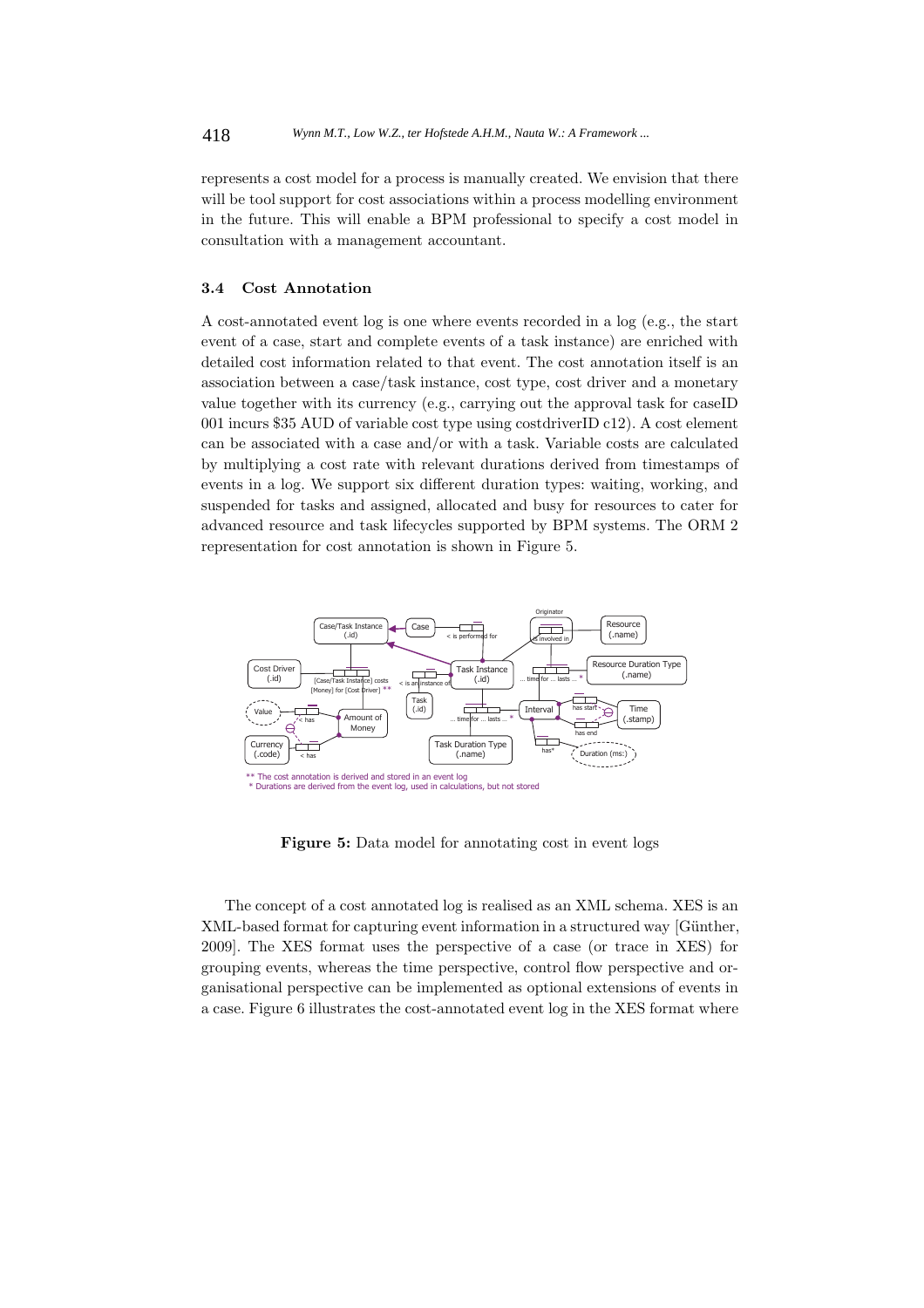represents a cost model for a process is manually created. We envision that there will be tool support for cost associations within a process modelling environment in the future. This will enable a BPM professional to specify a cost model in consultation with a management accountant.

### 3.4 Cost Annotation

A cost-annotated event log is one where events recorded in a log (e.g., the start event of a case, start and complete events of a task instance) are enriched with detailed cost information related to that event. The cost annotation itself is an association between a case/task instance, cost type, cost driver and a monetary value together with its currency (e.g., carrying out the approval task for caseID 001 incurs $35 AUD of variable cost type using costdriverID c12). A cost element can be associated with a case and/or with a task. Variable costs are calculated by multiplying a cost rate with relevant durations derived from timestamps of events in a log. We support six different duration types: waiting, working, and suspended for tasks and assigned, allocated and busy for resources to cater for advanced resource and task lifecycles supported by BPM systems. The ORM 2 representation for cost annotation is shown in Figure 5.

**Figure 5:** Data model for annotating cost in event logs

The concept of a cost annotated log is realised as an XML schema. XES is an XML-based format for capturing event information in a structured way [Günther, 2009]. The XES format uses the perspective of a case (or trace in XES) for grouping events, whereas the time perspective, control flow perspective and organisational perspective can be implemented as optional extensions of events in a case. Figure 6 illustrates the cost-annotated event log in the XES format where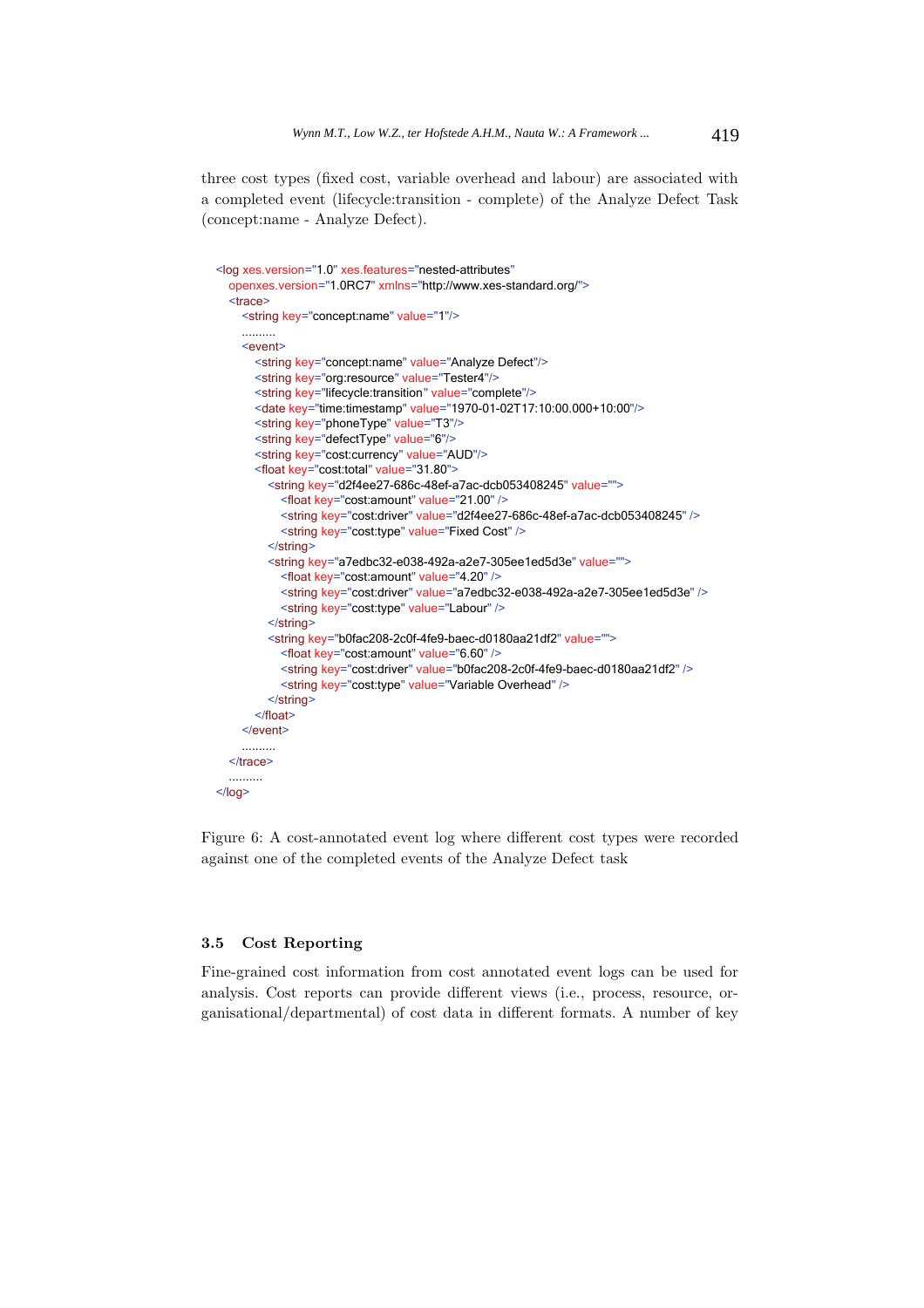three cost types (fixed cost, variable overhead and labour) are associated with a completed event (lifecycle:transition - complete) of the Analyze Defect Task (concept:name - Analyze Defect).

```
<log xes.version="1.0" xes.features="nested-attributes"
   openxes.version="1.0RC7" xmlns="http://www.xes-standard.org/">
   <trace>
      <string key="concept:name" value="1"/>
      ..........
      <event>
         <string key="concept:name" value="Analyze Defect"/>
         <string key="org:resource" value="Tester4"/>
         <string key="lifecycle:transition" value="complete"/>
         <date key="time:timestamp" value="1970-01-02T17:10:00.000+10:00"/>
         <string key="phoneType" value="T3"/>
         <string key="defectType" value="6"/>
         <string key="cost:currency" value="AUD"/>
         <float key="cost:total" value="31.80">
            <string key="d2f4ee27-686c-48ef-a7ac-dcb053408245" value="">
               <float key="cost:amount" value="21.00" />
               <string key="cost:driver" value="d2f4ee27-686c-48ef-a7ac-dcb053408245" />
               <string key="cost:type" value="Fixed Cost" />
            </string>
            <string key="a7edbc32-e038-492a-a2e7-305ee1ed5d3e" value="">
               <float key="cost:amount" value="4.20" />
               <string key="cost:driver" value="a7edbc32-e038-492a-a2e7-305ee1ed5d3e" />
               <string key="cost:type" value="Labour" />
            </string>
            <string key="b0fac208-2c0f-4fe9-baec-d0180aa21df2" value="">
               <float key="cost:amount" value="6.60" />
               <string key="cost:driver" value="b0fac208-2c0f-4fe9-baec-d0180aa21df2" />
               <string key="cost:type" value="Variable Overhead" />
            </string>
         </float>
      </event>
      ..........
   </trace>
   ..........
</log>
```

Figure 6: A cost-annotated event log where different cost types were recorded against one of the completed events of the Analyze Defect task

### 3.5 Cost Reporting

Fine-grained cost information from cost annotated event logs can be used for analysis. Cost reports can provide different views (i.e., process, resource, organisational/departmental) of cost data in different formats. A number of key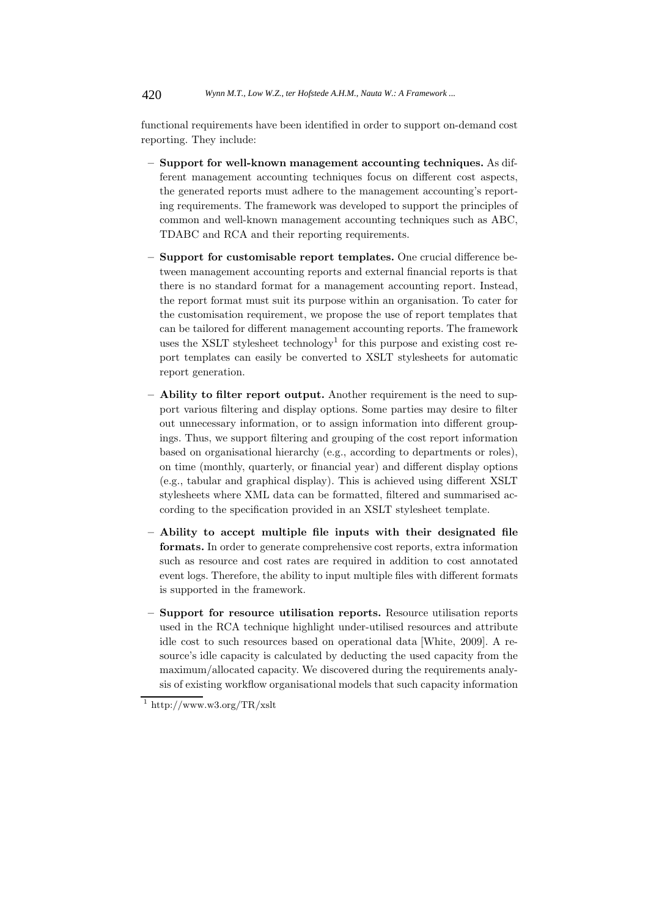functional requirements have been identified in order to support on-demand cost reporting. They include:

– **Support for well-known management accounting techniques.** As different management accounting techniques focus on different cost aspects, the generated reports must adhere to the management accounting's reporting requirements. The framework was developed to support the principles of common and well-known management accounting techniques such as ABC, TDABC and RCA and their reporting requirements.

– **Support for customisable report templates.** One crucial difference between management accounting reports and external financial reports is that there is no standard format for a management accounting report. Instead, the report format must suit its purpose within an organisation. To cater for the customisation requirement, we propose the use of report templates that can be tailored for different management accounting reports. The framework uses the XSLT stylesheet technology[1] for this purpose and existing cost report templates can easily be converted to XSLT stylesheets for automatic report generation.

– **Ability to filter report output.** Another requirement is the need to support various filtering and display options. Some parties may desire to filter out unnecessary information, or to assign information into different groupings. Thus, we support filtering and grouping of the cost report information based on organisational hierarchy (e.g., according to departments or roles), on time (monthly, quarterly, or financial year) and different display options (e.g., tabular and graphical display). This is achieved using different XSLT stylesheets where XML data can be formatted, filtered and summarised according to the specification provided in an XSLT stylesheet template.

– **Ability to accept multiple file inputs with their designated file formats.** In order to generate comprehensive cost reports, extra information such as resource and cost rates are required in addition to cost annotated event logs. Therefore, the ability to input multiple files with different formats is supported in the framework.

– **Support for resource utilisation reports.** Resource utilisation reports used in the RCA technique highlight under-utilised resources and attribute idle cost to such resources based on operational data [White, 2009]. A resource's idle capacity is calculated by deducting the used capacity from the maximum/allocated capacity. We discovered during the requirements analysis of existing workflow organisational models that such capacity information

[1] http://www.w3.org/TR/xslt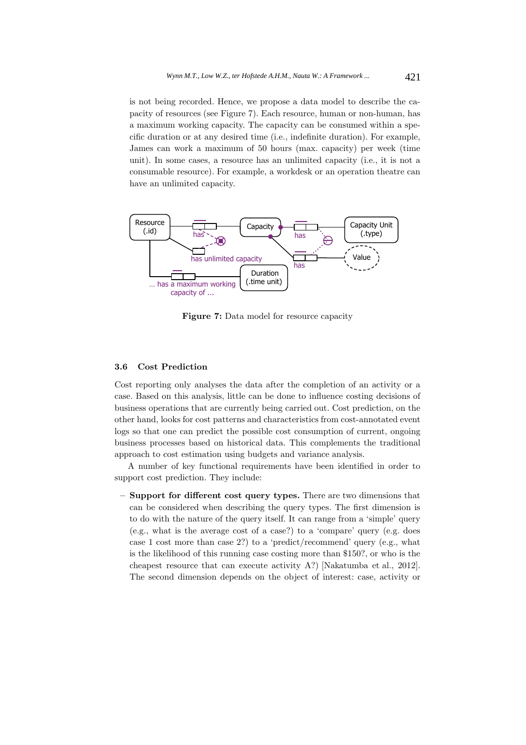is not being recorded. Hence, we propose a data model to describe the capacity of resources (see Figure 7). Each resource, human or non-human, has a maximum working capacity. The capacity can be consumed within a specific duration or at any desired time (i.e., indefinite duration). For example, James can work a maximum of 50 hours (max. capacity) per week (time unit). In some cases, a resource has an unlimited capacity (i.e., it is not a consumable resource). For example, a workdesk or an operation theatre can have an unlimited capacity.

**Figure 7:** Data model for resource capacity

### 3.6 Cost Prediction

Cost reporting only analyses the data after the completion of an activity or a case. Based on this analysis, little can be done to influence costing decisions of business operations that are currently being carried out. Cost prediction, on the other hand, looks for cost patterns and characteristics from cost-annotated event logs so that one can predict the possible cost consumption of current, ongoing business processes based on historical data. This complements the traditional approach to cost estimation using budgets and variance analysis.

A number of key functional requirements have been identified in order to support cost prediction. They include:

– **Support for different cost query types.** There are two dimensions that can be considered when describing the query types. The first dimension is to do with the nature of the query itself. It can range from a 'simple' query (e.g., what is the average cost of a case?) to a 'compare' query (e.g. does case 1 cost more than case 2?) to a 'predict/recommend' query (e.g., what is the likelihood of this running case costing more than $150?, or who is the cheapest resource that can execute activity A?) [Nakatumba et al., 2012]. The second dimension depends on the object of interest: case, activity or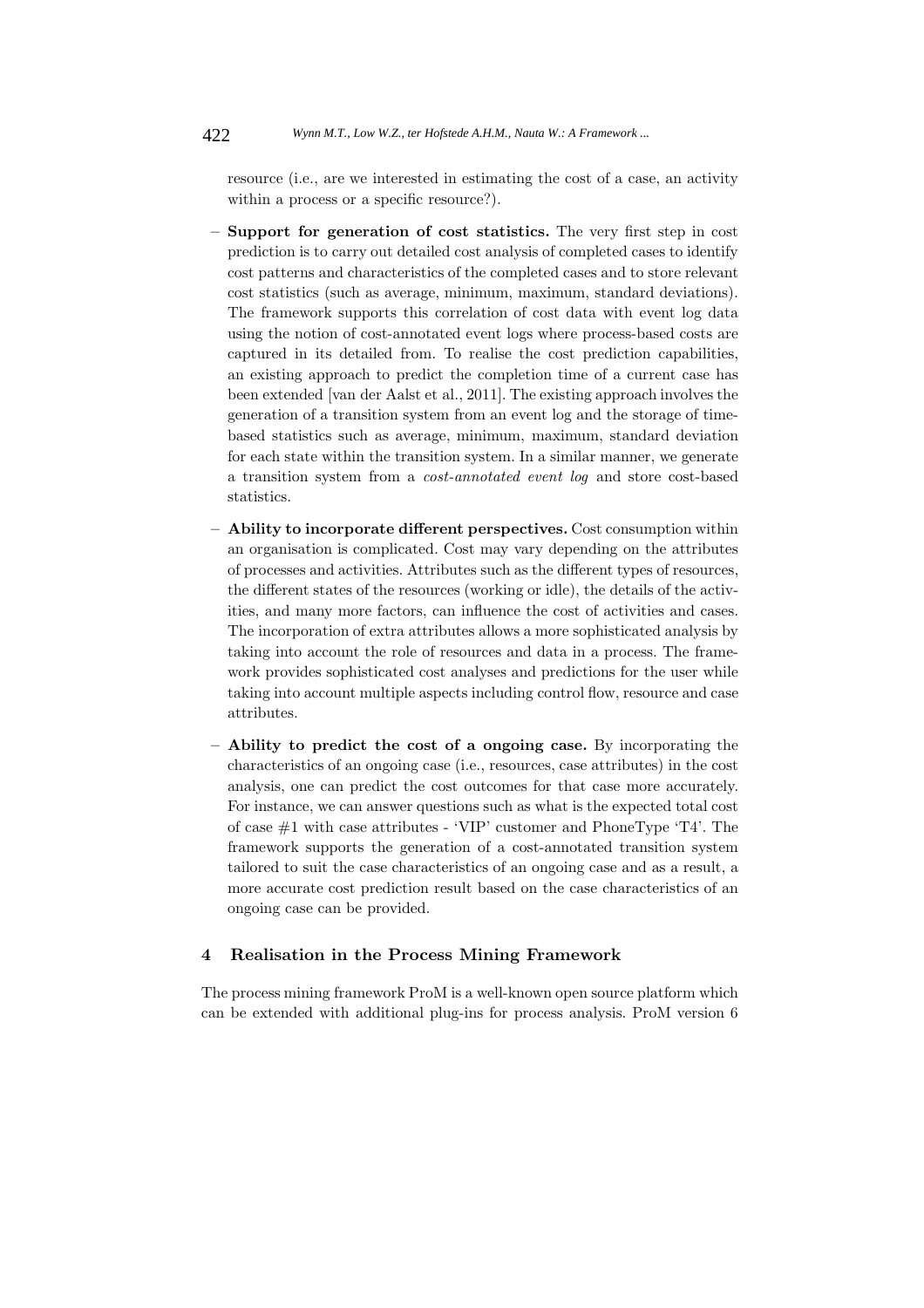resource (i.e., are we interested in estimating the cost of a case, an activity within a process or a specific resource?).

- **Support for generation of cost statistics.** The very first step in cost prediction is to carry out detailed cost analysis of completed cases to identify cost patterns and characteristics of the completed cases and to store relevant cost statistics (such as average, minimum, maximum, standard deviations). The framework supports this correlation of cost data with event log data using the notion of cost-annotated event logs where process-based costs are captured in its detailed from. To realise the cost prediction capabilities, an existing approach to predict the completion time of a current case has been extended [van der Aalst et al., 2011]. The existing approach involves the generation of a transition system from an event log and the storage of time-based statistics such as average, minimum, maximum, standard deviation for each state within the transition system. In a similar manner, we generate a transition system from a *cost-annotated event log* and store cost-based statistics.
- **Ability to incorporate different perspectives.** Cost consumption within an organisation is complicated. Cost may vary depending on the attributes of processes and activities. Attributes such as the different types of resources, the different states of the resources (working or idle), the details of the activities, and many more factors, can influence the cost of activities and cases. The incorporation of extra attributes allows a more sophisticated analysis by taking into account the role of resources and data in a process. The framework provides sophisticated cost analyses and predictions for the user while taking into account multiple aspects including control flow, resource and case attributes.
- **Ability to predict the cost of a ongoing case.** By incorporating the characteristics of an ongoing case (i.e., resources, case attributes) in the cost analysis, one can predict the cost outcomes for that case more accurately. For instance, we can answer questions such as what is the expected total cost of case #1 with case attributes - 'VIP' customer and PhoneType 'T4'. The framework supports the generation of a cost-annotated transition system tailored to suit the case characteristics of an ongoing case and as a result, a more accurate cost prediction result based on the case characteristics of an ongoing case can be provided.

## 4 Realisation in the Process Mining Framework

The process mining framework ProM is a well-known open source platform which can be extended with additional plug-ins for process analysis. ProM version 6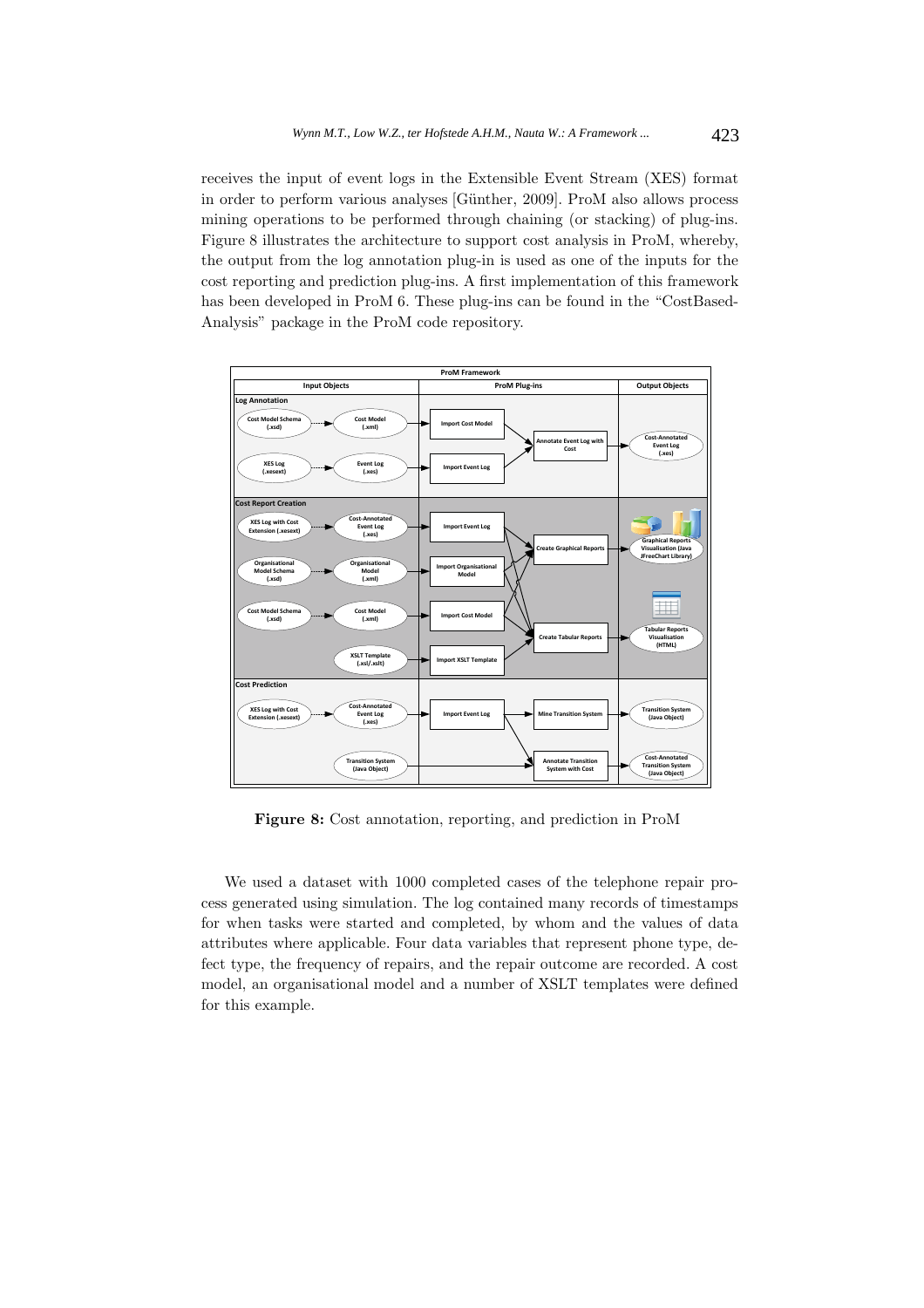receives the input of event logs in the Extensible Event Stream (XES) format in order to perform various analyses [Günther, 2009]. ProM also allows process mining operations to be performed through chaining (or stacking) of plug-ins. Figure 8 illustrates the architecture to support cost analysis in ProM, whereby, the output from the log annotation plug-in is used as one of the inputs for the cost reporting and prediction plug-ins. A first implementation of this framework has been developed in ProM 6. These plug-ins can be found in the "CostBased-Analysis" package in the ProM code repository.

**Figure 8:** Cost annotation, reporting, and prediction in ProM

We used a dataset with 1000 completed cases of the telephone repair process generated using simulation. The log contained many records of timestamps for when tasks were started and completed, by whom and the values of data attributes where applicable. Four data variables that represent phone type, defect type, the frequency of repairs, and the repair outcome are recorded. A cost model, an organisational model and a number of XSLT templates were defined for this example.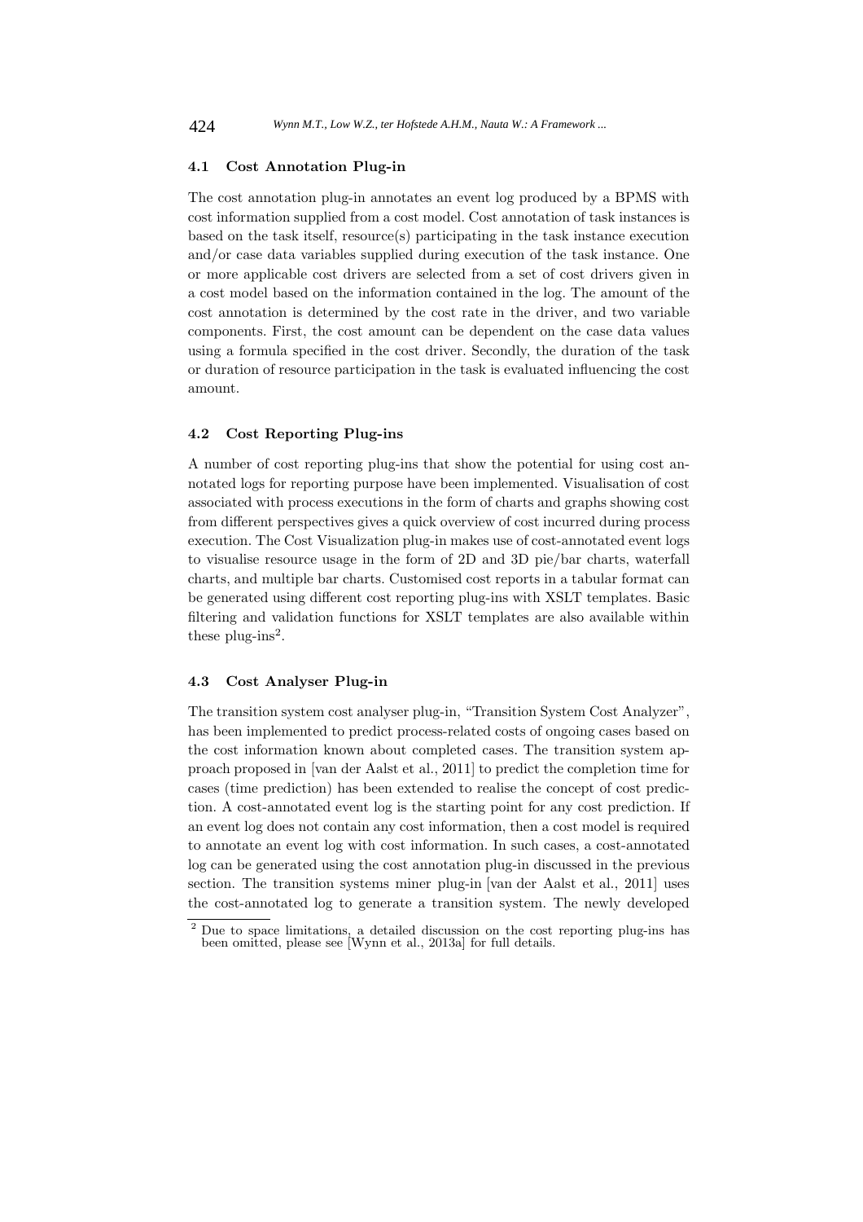### 4.1 Cost Annotation Plug-in

The cost annotation plug-in annotates an event log produced by a BPMS with cost information supplied from a cost model. Cost annotation of task instances is based on the task itself, resource(s) participating in the task instance execution and/or case data variables supplied during execution of the task instance. One or more applicable cost drivers are selected from a set of cost drivers given in a cost model based on the information contained in the log. The amount of the cost annotation is determined by the cost rate in the driver, and two variable components. First, the cost amount can be dependent on the case data values using a formula specified in the cost driver. Secondly, the duration of the task or duration of resource participation in the task is evaluated influencing the cost amount.

### 4.2 Cost Reporting Plug-ins

A number of cost reporting plug-ins that show the potential for using cost annotated logs for reporting purpose have been implemented. Visualisation of cost associated with process executions in the form of charts and graphs showing cost from different perspectives gives a quick overview of cost incurred during process execution. The Cost Visualization plug-in makes use of cost-annotated event logs to visualise resource usage in the form of 2D and 3D pie/bar charts, waterfall charts, and multiple bar charts. Customised cost reports in a tabular format can be generated using different cost reporting plug-ins with XSLT templates. Basic filtering and validation functions for XSLT templates are also available within these plug-ins[2].

### 4.3 Cost Analyser Plug-in

The transition system cost analyser plug-in, "Transition System Cost Analyzer", has been implemented to predict process-related costs of ongoing cases based on the cost information known about completed cases. The transition system approach proposed in [van der Aalst et al., 2011] to predict the completion time for cases (time prediction) has been extended to realise the concept of cost prediction. A cost-annotated event log is the starting point for any cost prediction. If an event log does not contain any cost information, then a cost model is required to annotate an event log with cost information. In such cases, a cost-annotated log can be generated using the cost annotation plug-in discussed in the previous section. The transition systems miner plug-in [van der Aalst et al., 2011] uses the cost-annotated log to generate a transition system. The newly developed

[2] Due to space limitations, a detailed discussion on the cost reporting plug-ins has been omitted, please see [Wynn et al., 2013a] for full details.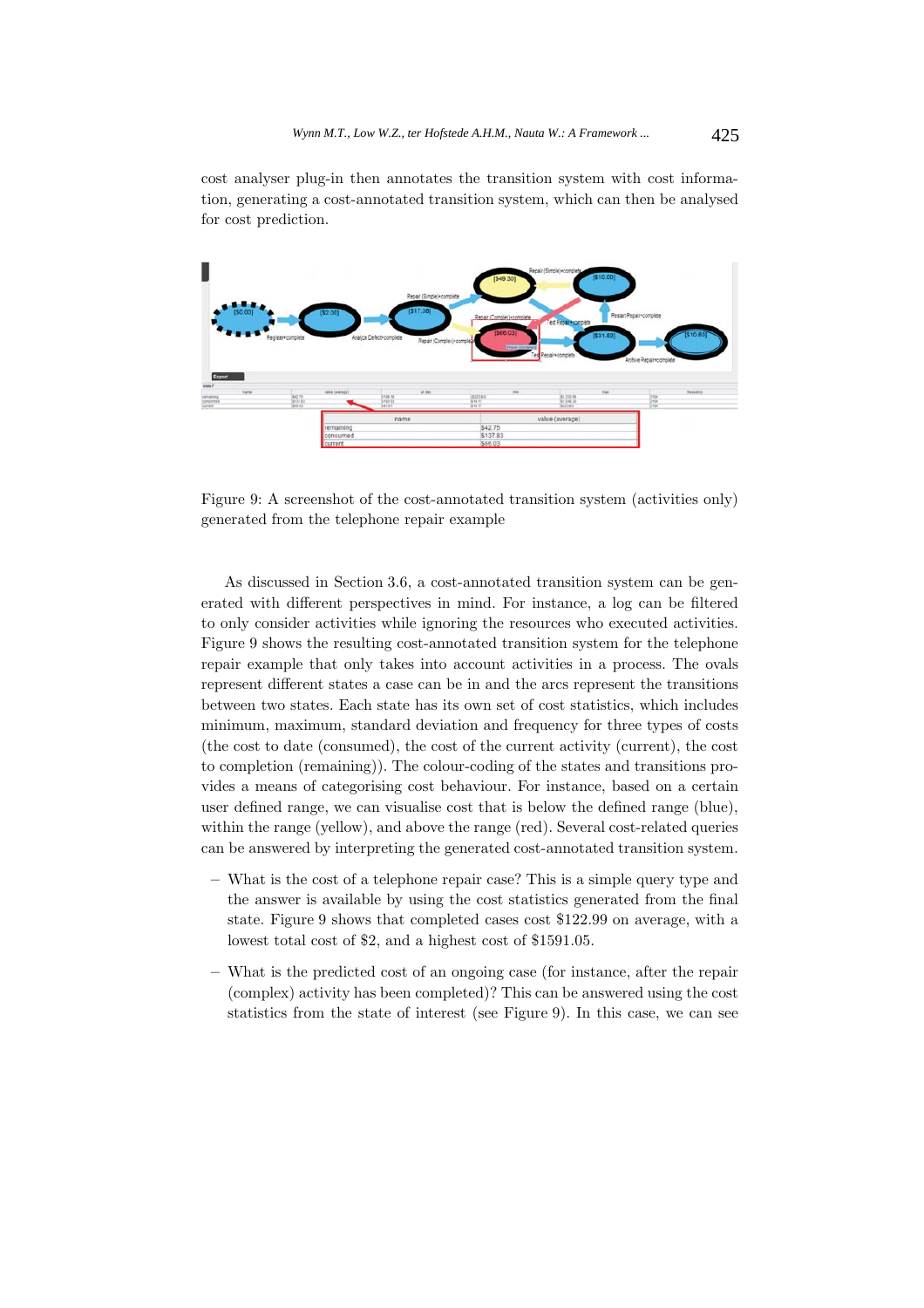cost analyser plug-in then annotates the transition system with cost information, generating a cost-annotated transition system, which can then be analysed for cost prediction.

Figure 9: A screenshot of the cost-annotated transition system (activities only) generated from the telephone repair example

As discussed in Section 3.6, a cost-annotated transition system can be generated with different perspectives in mind. For instance, a log can be filtered to only consider activities while ignoring the resources who executed activities. Figure 9 shows the resulting cost-annotated transition system for the telephone repair example that only takes into account activities in a process. The ovals represent different states a case can be in and the arcs represent the transitions between two states. Each state has its own set of cost statistics, which includes minimum, maximum, standard deviation and frequency for three types of costs (the cost to date (consumed), the cost of the current activity (current), the cost to completion (remaining)). The colour-coding of the states and transitions provides a means of categorising cost behaviour. For instance, based on a certain user defined range, we can visualise cost that is below the defined range (blue), within the range (yellow), and above the range (red). Several cost-related queries can be answered by interpreting the generated cost-annotated transition system.

- What is the cost of a telephone repair case? This is a simple query type and the answer is available by using the cost statistics generated from the final state. Figure 9 shows that completed cases cost \$122.99 on average, with a lowest total cost of \$2, and a highest cost of \$1591.05.
- What is the predicted cost of an ongoing case (for instance, after the repair (complex) activity has been completed)? This can be answered using the cost statistics from the state of interest (see Figure 9). In this case, we can see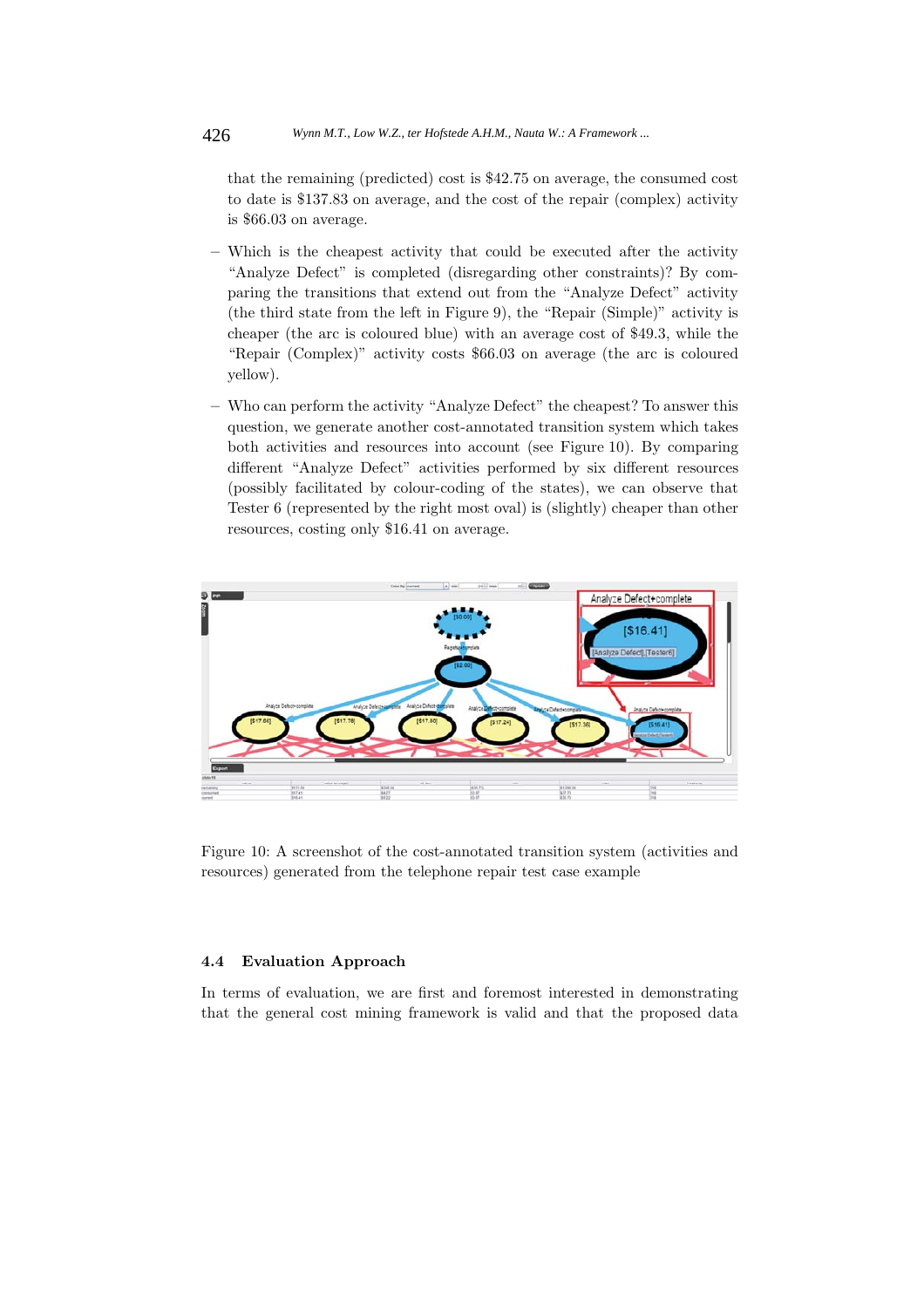that the remaining (predicted) cost is $42.75 on average, the consumed cost to date is $137.83 on average, and the cost of the repair (complex) activity is $66.03 on average.

- Which is the cheapest activity that could be executed after the activity "Analyze Defect" is completed (disregarding other constraints)? By comparing the transitions that extend out from the "Analyze Defect" activity (the third state from the left in Figure 9), the "Repair (Simple)" activity is cheaper (the arc is coloured blue) with an average cost of $49.3, while the "Repair (Complex)" activity costs $66.03 on average (the arc is coloured yellow).
- Who can perform the activity "Analyze Defect" the cheapest? To answer this question, we generate another cost-annotated transition system which takes both activities and resources into account (see Figure 10). By comparing different "Analyze Defect" activities performed by six different resources (possibly facilitated by colour-coding of the states), we can observe that Tester 6 (represented by the right most oval) is (slightly) cheaper than other resources, costing only $16.41 on average.

Figure 10: A screenshot of the cost-annotated transition system (activities and resources) generated from the telephone repair test case example

### 4.4 Evaluation Approach

In terms of evaluation, we are first and foremost interested in demonstrating that the general cost mining framework is valid and that the proposed data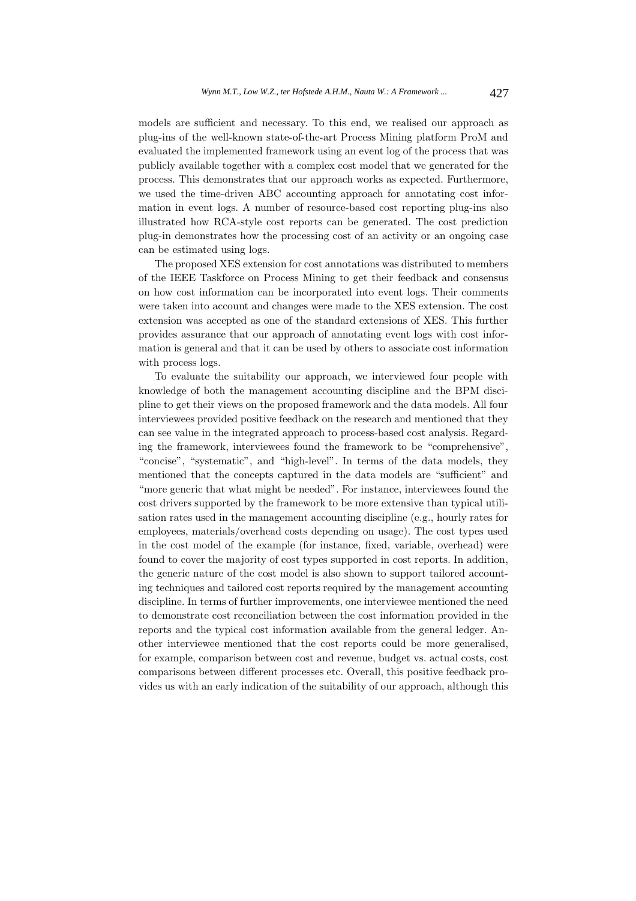models are sufficient and necessary. To this end, we realised our approach as plug-ins of the well-known state-of-the-art Process Mining platform ProM and evaluated the implemented framework using an event log of the process that was publicly available together with a complex cost model that we generated for the process. This demonstrates that our approach works as expected. Furthermore, we used the time-driven ABC accounting approach for annotating cost information in event logs. A number of resource-based cost reporting plug-ins also illustrated how RCA-style cost reports can be generated. The cost prediction plug-in demonstrates how the processing cost of an activity or an ongoing case can be estimated using logs.

The proposed XES extension for cost annotations was distributed to members of the IEEE Taskforce on Process Mining to get their feedback and consensus on how cost information can be incorporated into event logs. Their comments were taken into account and changes were made to the XES extension. The cost extension was accepted as one of the standard extensions of XES. This further provides assurance that our approach of annotating event logs with cost information is general and that it can be used by others to associate cost information with process logs.

To evaluate the suitability our approach, we interviewed four people with knowledge of both the management accounting discipline and the BPM discipline to get their views on the proposed framework and the data models. All four interviewees provided positive feedback on the research and mentioned that they can see value in the integrated approach to process-based cost analysis. Regarding the framework, interviewees found the framework to be "comprehensive", "concise", "systematic", and "high-level". In terms of the data models, they mentioned that the concepts captured in the data models are "sufficient" and "more generic that what might be needed". For instance, interviewees found the cost drivers supported by the framework to be more extensive than typical utilisation rates used in the management accounting discipline (e.g., hourly rates for employees, materials/overhead costs depending on usage). The cost types used in the cost model of the example (for instance, fixed, variable, overhead) were found to cover the majority of cost types supported in cost reports. In addition, the generic nature of the cost model is also shown to support tailored accounting techniques and tailored cost reports required by the management accounting discipline. In terms of further improvements, one interviewee mentioned the need to demonstrate cost reconciliation between the cost information provided in the reports and the typical cost information available from the general ledger. Another interviewee mentioned that the cost reports could be more generalised, for example, comparison between cost and revenue, budget vs. actual costs, cost comparisons between different processes etc. Overall, this positive feedback provides us with an early indication of the suitability of our approach, although this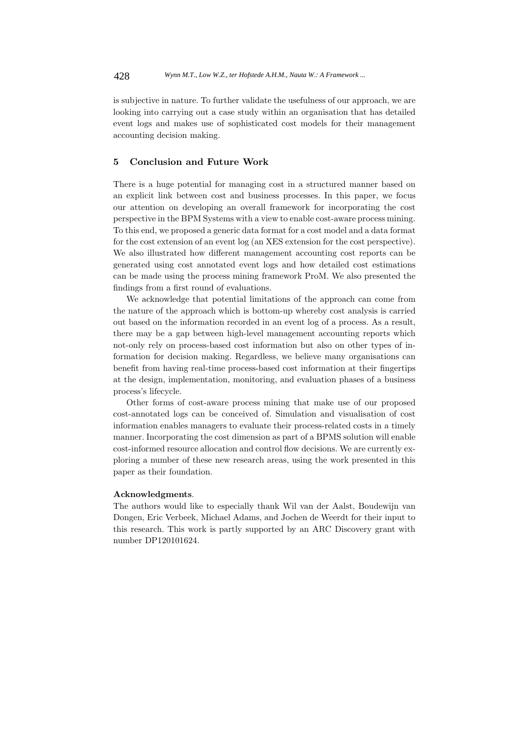is subjective in nature. To further validate the usefulness of our approach, we are looking into carrying out a case study within an organisation that has detailed event logs and makes use of sophisticated cost models for their management accounting decision making.

## 5 Conclusion and Future Work

There is a huge potential for managing cost in a structured manner based on an explicit link between cost and business processes. In this paper, we focus our attention on developing an overall framework for incorporating the cost perspective in the BPM Systems with a view to enable cost-aware process mining. To this end, we proposed a generic data format for a cost model and a data format for the cost extension of an event log (an XES extension for the cost perspective). We also illustrated how different management accounting cost reports can be generated using cost annotated event logs and how detailed cost estimations can be made using the process mining framework ProM. We also presented the findings from a first round of evaluations.

We acknowledge that potential limitations of the approach can come from the nature of the approach which is bottom-up whereby cost analysis is carried out based on the information recorded in an event log of a process. As a result, there may be a gap between high-level management accounting reports which not-only rely on process-based cost information but also on other types of information for decision making. Regardless, we believe many organisations can benefit from having real-time process-based cost information at their fingertips at the design, implementation, monitoring, and evaluation phases of a business process's lifecycle.

Other forms of cost-aware process mining that make use of our proposed cost-annotated logs can be conceived of. Simulation and visualisation of cost information enables managers to evaluate their process-related costs in a timely manner. Incorporating the cost dimension as part of a BPMS solution will enable cost-informed resource allocation and control flow decisions. We are currently exploring a number of these new research areas, using the work presented in this paper as their foundation.

**Acknowledgments**.
The authors would like to especially thank Wil van der Aalst, Boudewijn van Dongen, Eric Verbeek, Michael Adams, and Jochen de Weerdt for their input to this research. This work is partly supported by an ARC Discovery grant with number DP120101624.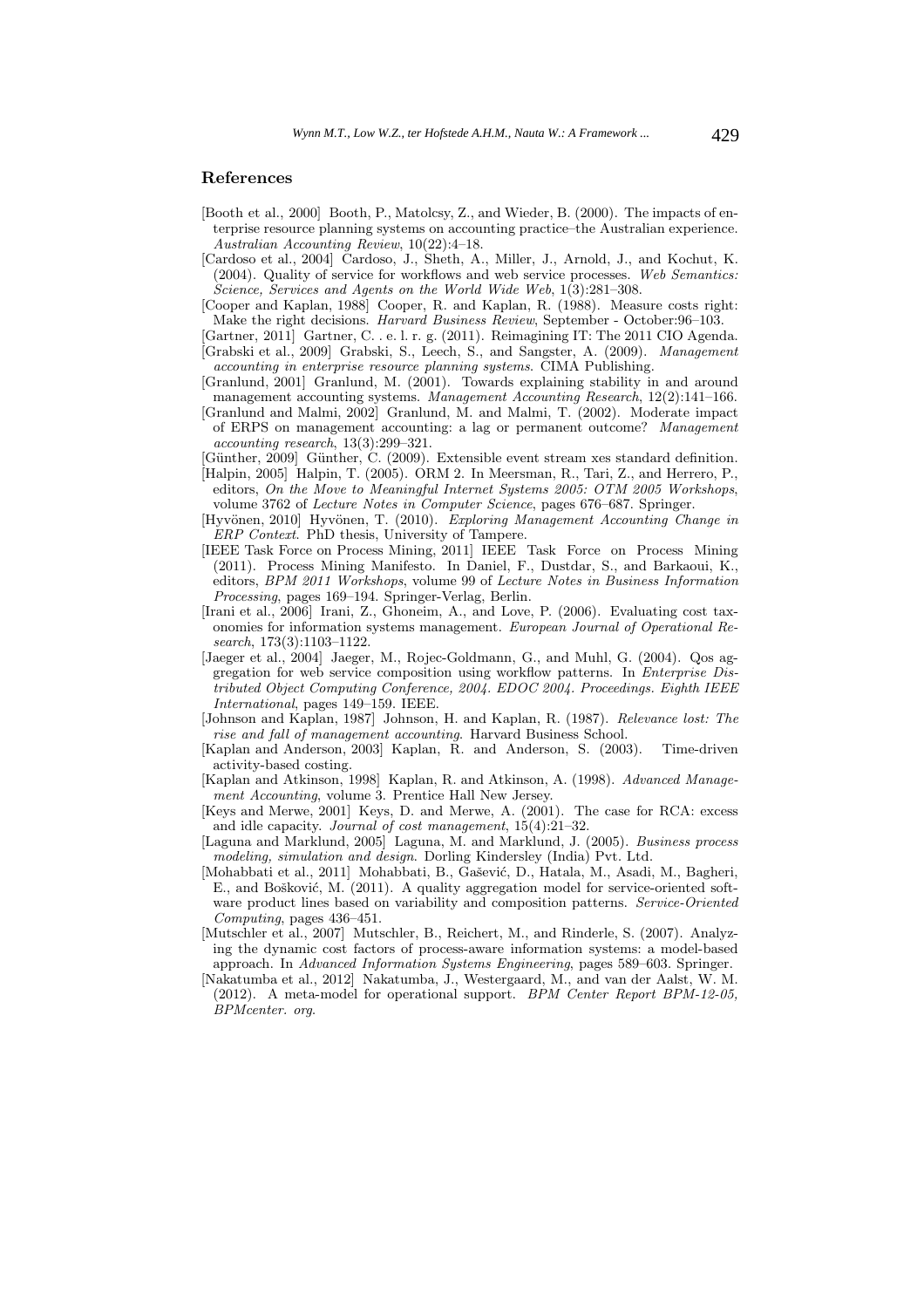## References

[Booth et al., 2000] Booth, P., Matolcsy, Z., and Wieder, B. (2000). The impacts of enterprise resource planning systems on accounting practice–the Australian experience. *Australian Accounting Review*, 10(22):4–18.

[Cardoso et al., 2004] Cardoso, J., Sheth, A., Miller, J., Arnold, J., and Kochut, K. (2004). Quality of service for workflows and web service processes. *Web Semantics: Science, Services and Agents on the World Wide Web*, 1(3):281–308.

[Cooper and Kaplan, 1988] Cooper, R. and Kaplan, R. (1988). Measure costs right: Make the right decisions. *Harvard Business Review*, September - October:96–103.

[Gartner, 2011] Gartner, C. . e. l. r. g. (2011). Reimagining IT: The 2011 CIO Agenda.

[Grabski et al., 2009] Grabski, S., Leech, S., and Sangster, A. (2009). *Management accounting in enterprise resource planning systems*. CIMA Publishing.

[Granlund, 2001] Granlund, M. (2001). Towards explaining stability in and around management accounting systems. *Management Accounting Research*, 12(2):141–166.

[Granlund and Malmi, 2002] Granlund, M. and Malmi, T. (2002). Moderate impact of ERPS on management accounting: a lag or permanent outcome? *Management accounting research*, 13(3):299–321.

[Günther, 2009] Günther, C. (2009). Extensible event stream xes standard definition.

[Halpin, 2005] Halpin, T. (2005). ORM 2. In Meersman, R., Tari, Z., and Herrero, P., editors, *On the Move to Meaningful Internet Systems 2005: OTM 2005 Workshops*, volume 3762 of *Lecture Notes in Computer Science*, pages 676–687. Springer.

[Hyvönen, 2010] Hyvönen, T. (2010). *Exploring Management Accounting Change in ERP Context*. PhD thesis, University of Tampere.

[IEEE Task Force on Process Mining, 2011] IEEE Task Force on Process Mining (2011). Process Mining Manifesto. In Daniel, F., Dustdar, S., and Barkaoui, K., editors, *BPM 2011 Workshops*, volume 99 of *Lecture Notes in Business Information Processing*, pages 169–194. Springer-Verlag, Berlin.

[Irani et al., 2006] Irani, Z., Ghoneim, A., and Love, P. (2006). Evaluating cost taxonomies for information systems management. *European Journal of Operational Research*, 173(3):1103–1122.

[Jaeger et al., 2004] Jaeger, M., Rojec-Goldmann, G., and Muhl, G. (2004). Qos aggregation for web service composition using workflow patterns. In *Enterprise Distributed Object Computing Conference, 2004. EDOC 2004. Proceedings. Eighth IEEE International*, pages 149–159. IEEE.

[Johnson and Kaplan, 1987] Johnson, H. and Kaplan, R. (1987). *Relevance lost: The rise and fall of management accounting*. Harvard Business School.

[Kaplan and Anderson, 2003] Kaplan, R. and Anderson, S. (2003). Time-driven activity-based costing.

[Kaplan and Atkinson, 1998] Kaplan, R. and Atkinson, A. (1998). *Advanced Management Accounting*, volume 3. Prentice Hall New Jersey.

[Keys and Merwe, 2001] Keys, D. and Merwe, A. (2001). The case for RCA: excess and idle capacity. *Journal of cost management*, 15(4):21–32.

[Laguna and Marklund, 2005] Laguna, M. and Marklund, J. (2005). *Business process modeling, simulation and design*. Dorling Kindersley (India) Pvt. Ltd.

[Mohabbati et al., 2011] Mohabbati, B., Gašević, D., Hatala, M., Asadi, M., Bagheri, E., and Bošković, M. (2011). A quality aggregation model for service-oriented software product lines based on variability and composition patterns. *Service-Oriented Computing*, pages 436–451.

[Mutschler et al., 2007] Mutschler, B., Reichert, M., and Rinderle, S. (2007). Analyzing the dynamic cost factors of process-aware information systems: a model-based approach. In *Advanced Information Systems Engineering*, pages 589–603. Springer.

[Nakatumba et al., 2012] Nakatumba, J., Westergaard, M., and van der Aalst, W. M. (2012). A meta-model for operational support. *BPM Center Report BPM-12-05, BPMcenter. org*.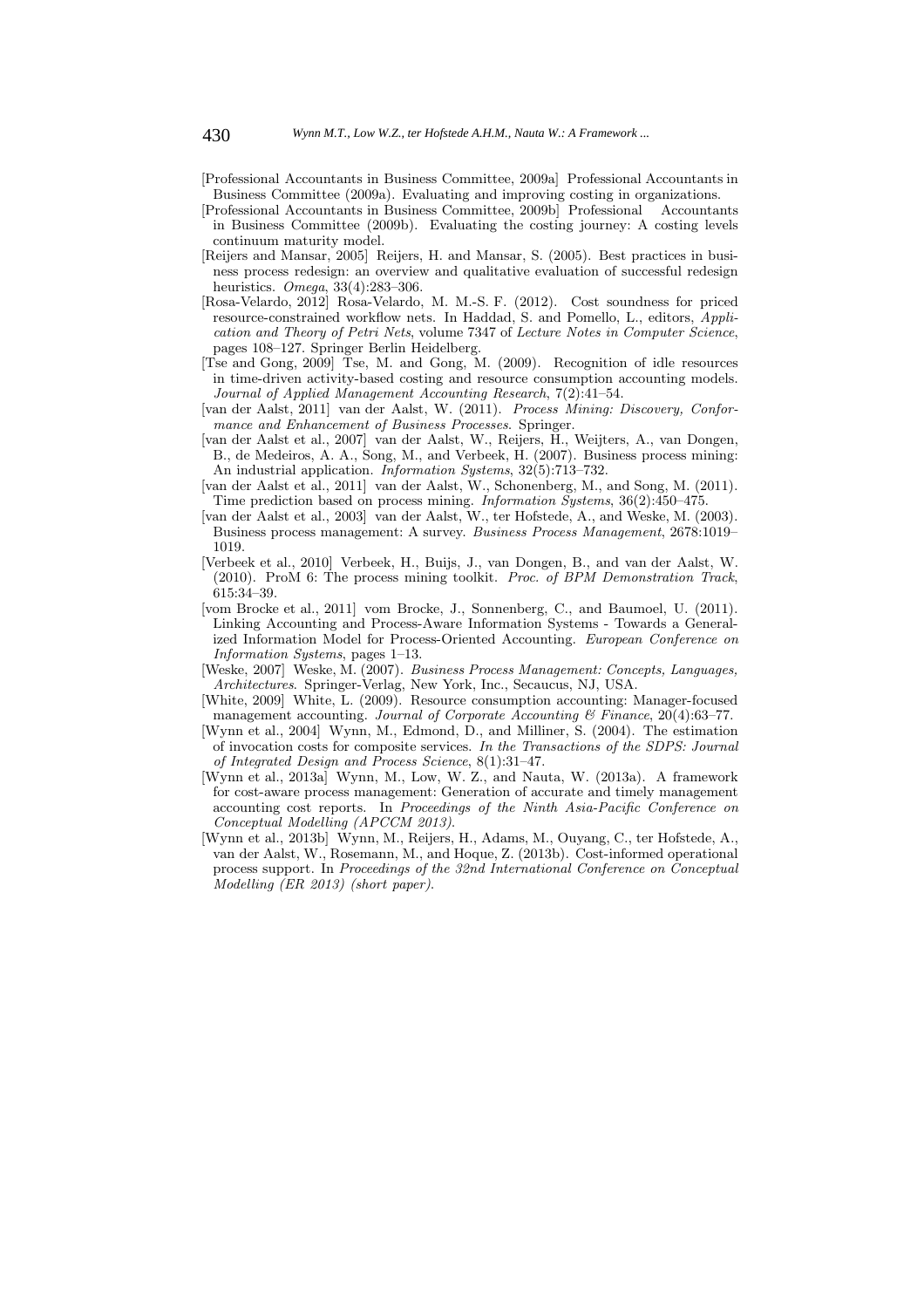[Professional Accountants in Business Committee, 2009a] Professional Accountants in Business Committee (2009a). Evaluating and improving costing in organizations.

[Professional Accountants in Business Committee, 2009b] Professional Accountants in Business Committee (2009b). Evaluating the costing journey: A costing levels continuum maturity model.

[Reijers and Mansar, 2005] Reijers, H. and Mansar, S. (2005). Best practices in business process redesign: an overview and qualitative evaluation of successful redesign heuristics. *Omega*, 33(4):283–306.

[Rosa-Velardo, 2012] Rosa-Velardo, M. M.-S. F. (2012). Cost soundness for priced resource-constrained workflow nets. In Haddad, S. and Pomello, L., editors, *Application and Theory of Petri Nets*, volume 7347 of *Lecture Notes in Computer Science*, pages 108–127. Springer Berlin Heidelberg.

[Tse and Gong, 2009] Tse, M. and Gong, M. (2009). Recognition of idle resources in time-driven activity-based costing and resource consumption accounting models. *Journal of Applied Management Accounting Research*, 7(2):41–54.

[van der Aalst, 2011] van der Aalst, W. (2011). *Process Mining: Discovery, Conformance and Enhancement of Business Processes*. Springer.

[van der Aalst et al., 2007] van der Aalst, W., Reijers, H., Weijters, A., van Dongen, B., de Medeiros, A. A., Song, M., and Verbeek, H. (2007). Business process mining: An industrial application. *Information Systems*, 32(5):713–732.

[van der Aalst et al., 2011] van der Aalst, W., Schonenberg, M., and Song, M. (2011). Time prediction based on process mining. *Information Systems*, 36(2):450–475.

[van der Aalst et al., 2003] van der Aalst, W., ter Hofstede, A., and Weske, M. (2003). Business process management: A survey. *Business Process Management*, 2678:1019–1019.

[Verbeek et al., 2010] Verbeek, H., Buijs, J., van Dongen, B., and van der Aalst, W. (2010). ProM 6: The process mining toolkit. *Proc. of BPM Demonstration Track*, 615:34–39.

[vom Brocke et al., 2011] vom Brocke, J., Sonnenberg, C., and Baumoel, U. (2011). Linking Accounting and Process-Aware Information Systems - Towards a Generalized Information Model for Process-Oriented Accounting. *European Conference on Information Systems*, pages 1–13.

[Weske, 2007] Weske, M. (2007). *Business Process Management: Concepts, Languages, Architectures*. Springer-Verlag, New York, Inc., Secaucus, NJ, USA.

[White, 2009] White, L. (2009). Resource consumption accounting: Manager-focused management accounting. *Journal of Corporate Accounting & Finance*, 20(4):63–77.

[Wynn et al., 2004] Wynn, M., Edmond, D., and Milliner, S. (2004). The estimation of invocation costs for composite services. *In the Transactions of the SDPS: Journal of Integrated Design and Process Science*, 8(1):31–47.

[Wynn et al., 2013a] Wynn, M., Low, W. Z., and Nauta, W. (2013a). A framework for cost-aware process management: Generation of accurate and timely management accounting cost reports. In *Proceedings of the Ninth Asia-Pacific Conference on Conceptual Modelling (APCCM 2013)*.

[Wynn et al., 2013b] Wynn, M., Reijers, H., Adams, M., Ouyang, C., ter Hofstede, A., van der Aalst, W., Rosemann, M., and Hoque, Z. (2013b). Cost-informed operational process support. In *Proceedings of the 32nd International Conference on Conceptual Modelling (ER 2013) (short paper)*.